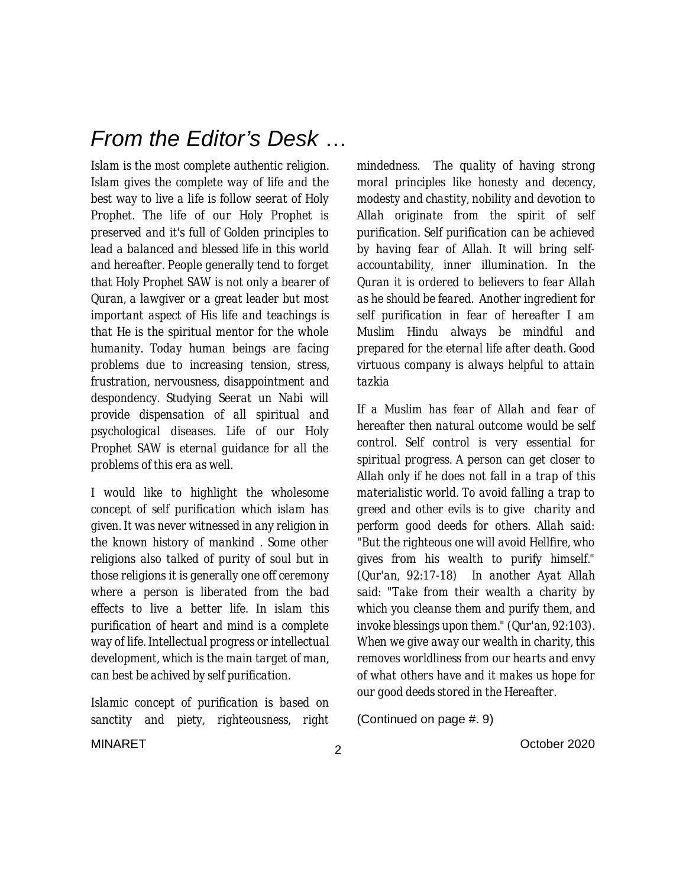# *From the Editor's Desk …*

*Islam is the most complete authentic religion. Islam gives the complete way of life and the best way to live a life is follow seerat of Holy Prophet. The life of our Holy Prophet is preserved and it's full of Golden principles to lead a balanced and blessed life in this world and hereafter. People generally tend to forget that Holy Prophet SAW is not only a bearer of Quran, a lawgiver or a great leader but most important aspect of His life and teachings is that He is the spiritual mentor for the whole humanity. Today human beings are facing problems due to increasing tension, stress, frustration, nervousness, disappointment and despondency. Studying Seerat un Nabi will provide dispensation of all spiritual and psychological diseases. Life of our Holy Prophet SAW is eternal guidance for all the problems of this era as well.*

*I would like to highlight the wholesome concept of self purification which islam has given. It was never witnessed in any religion in the known history of mankind . Some other religions also talked of purity of soul but in those religions it is generally one off ceremony where a person is liberated from the bad effects to live a better life. In islam this purification of heart and mind is a complete way of life. Intellectual progress or intellectual development, which is the main target of man, can best be achived by self purification.*

*Islamic concept of purification is based on sanctity and piety, righteousness, right mindedness. The quality of having strong moral principles like honesty and decency, modesty and chastity, nobility and devotion to Allah originate from the spirit of self purification. Self purification can be achieved by having fear of Allah. It will bring self-accountability, inner illumination. In the Quran it is ordered to believers to fear Allah as he should be feared. Another ingredient for self purification in fear of hereafter I am Muslim Hindu always be mindful and prepared for the eternal life after death. Good virtuous company is always helpful to attain tazkia*

*If a Muslim has fear of Allah and fear of hereafter then natural outcome would be self control. Self control is very essential for spiritual progress. A person can get closer to Allah only if he does not fall in a trap of this materialistic world. To avoid falling a trap to greed and other evils is to give charity and perform good deeds for others. Allah said: "But the righteous one will avoid Hellfire, who gives from his wealth to purify himself." (Qur'an, 92:17-18) In another Ayat Allah said: "Take from their wealth a charity by which you cleanse them and purify them, and invoke blessings upon them." (Qur'an, 92:103). When we give away our wealth in charity, this removes worldliness from our hearts and envy of what others have and it makes us hope for our good deeds stored in the Hereafter.*

(Continued on page #. 9)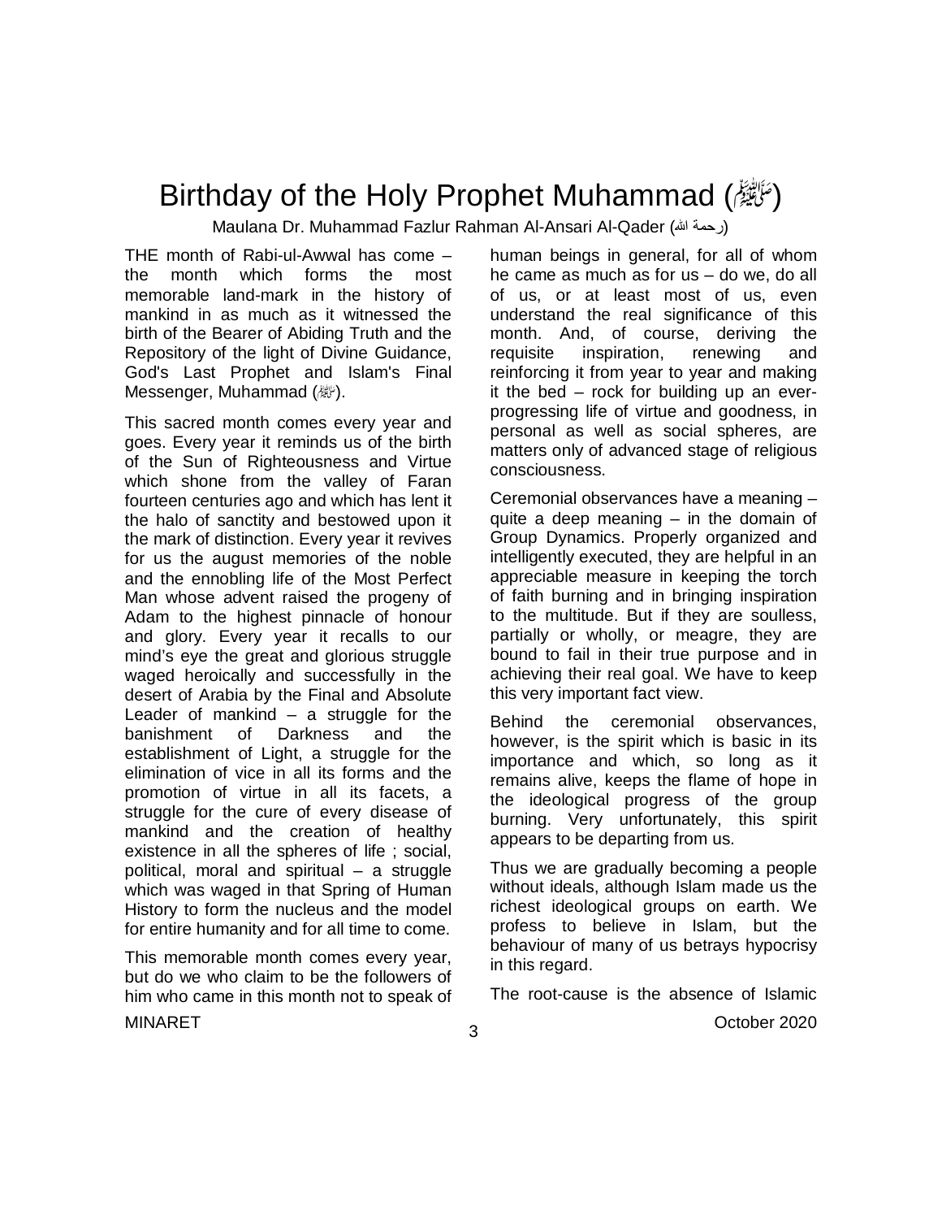# Birthday of the Holy Prophet Muhammad (ﷺ)

Maulana Dr. Muhammad Fazlur Rahman Al-Ansari Al-Qader (رحمة الله)

THE month of Rabi-ul-Awwal has come – the month which forms the most memorable land-mark in the history of mankind in as much as it witnessed the birth of the Bearer of Abiding Truth and the Repository of the light of Divine Guidance, God's Last Prophet and Islam's Final Messenger, Muhammad (ﷺ).

This sacred month comes every year and goes. Every year it reminds us of the birth of the Sun of Righteousness and Virtue which shone from the valley of Faran fourteen centuries ago and which has lent it the halo of sanctity and bestowed upon it the mark of distinction. Every year it revives for us the august memories of the noble and the ennobling life of the Most Perfect Man whose advent raised the progeny of Adam to the highest pinnacle of honour and glory. Every year it recalls to our mind's eye the great and glorious struggle waged heroically and successfully in the desert of Arabia by the Final and Absolute Leader of mankind – a struggle for the banishment of Darkness and the establishment of Light, a struggle for the elimination of vice in all its forms and the promotion of virtue in all its facets, a struggle for the cure of every disease of mankind and the creation of healthy existence in all the spheres of life ; social, political, moral and spiritual – a struggle which was waged in that Spring of Human History to form the nucleus and the model for entire humanity and for all time to come.

This memorable month comes every year, but do we who claim to be the followers of him who came in this month not to speak of human beings in general, for all of whom he came as much as for us – do we, do all of us, or at least most of us, even understand the real significance of this month. And, of course, deriving the requisite inspiration, renewing and reinforcing it from year to year and making it the bed – rock for building up an ever-progressing life of virtue and goodness, in personal as well as social spheres, are matters only of advanced stage of religious consciousness.

Ceremonial observances have a meaning – quite a deep meaning – in the domain of Group Dynamics. Properly organized and intelligently executed, they are helpful in an appreciable measure in keeping the torch of faith burning and in bringing inspiration to the multitude. But if they are soulless, partially or wholly, or meagre, they are bound to fail in their true purpose and in achieving their real goal. We have to keep this very important fact view.

Behind the ceremonial observances, however, is the spirit which is basic in its importance and which, so long as it remains alive, keeps the flame of hope in the ideological progress of the group burning. Very unfortunately, this spirit appears to be departing from us.

Thus we are gradually becoming a people without ideals, although Islam made us the richest ideological groups on earth. We profess to believe in Islam, but the behaviour of many of us betrays hypocrisy in this regard.

The root-cause is the absence of Islamic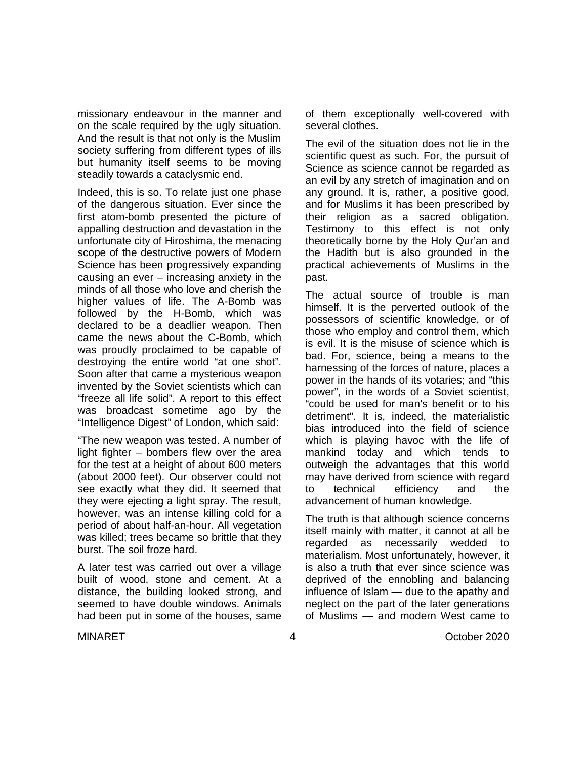missionary endeavour in the manner and on the scale required by the ugly situation. And the result is that not only is the Muslim society suffering from different types of ills but humanity itself seems to be moving steadily towards a cataclysmic end.

Indeed, this is so. To relate just one phase of the dangerous situation. Ever since the first atom-bomb presented the picture of appalling destruction and devastation in the unfortunate city of Hiroshima, the menacing scope of the destructive powers of Modern Science has been progressively expanding causing an ever – increasing anxiety in the minds of all those who love and cherish the higher values of life. The A-Bomb was followed by the H-Bomb, which was declared to be a deadlier weapon. Then came the news about the C-Bomb, which was proudly proclaimed to be capable of destroying the entire world "at one shot". Soon after that came a mysterious weapon invented by the Soviet scientists which can "freeze all life solid". A report to this effect was broadcast sometime ago by the "Intelligence Digest" of London, which said:

"The new weapon was tested. A number of light fighter – bombers flew over the area for the test at a height of about 600 meters (about 2000 feet). Our observer could not see exactly what they did. It seemed that they were ejecting a light spray. The result, however, was an intense killing cold for a period of about half-an-hour. All vegetation was killed; trees became so brittle that they burst. The soil froze hard.

A later test was carried out over a village built of wood, stone and cement. At a distance, the building looked strong, and seemed to have double windows. Animals had been put in some of the houses, same of them exceptionally well-covered with several clothes.

The evil of the situation does not lie in the scientific quest as such. For, the pursuit of Science as science cannot be regarded as an evil by any stretch of imagination and on any ground. It is, rather, a positive good, and for Muslims it has been prescribed by their religion as a sacred obligation. Testimony to this effect is not only theoretically borne by the Holy Qur'an and the Hadith but is also grounded in the practical achievements of Muslims in the past.

The actual source of trouble is man himself. It is the perverted outlook of the possessors of scientific knowledge, or of those who employ and control them, which is evil. It is the misuse of science which is bad. For, science, being a means to the harnessing of the forces of nature, places a power in the hands of its votaries; and "this power", in the words of a Soviet scientist, "could be used for man's benefit or to his detriment". It is, indeed, the materialistic bias introduced into the field of science which is playing havoc with the life of mankind today and which tends to outweigh the advantages that this world may have derived from science with regard to technical efficiency and the advancement of human knowledge.

The truth is that although science concerns itself mainly with matter, it cannot at all be regarded as necessarily wedded to materialism. Most unfortunately, however, it is also a truth that ever since science was deprived of the ennobling and balancing influence of Islam — due to the apathy and neglect on the part of the later generations of Muslims — and modern West came to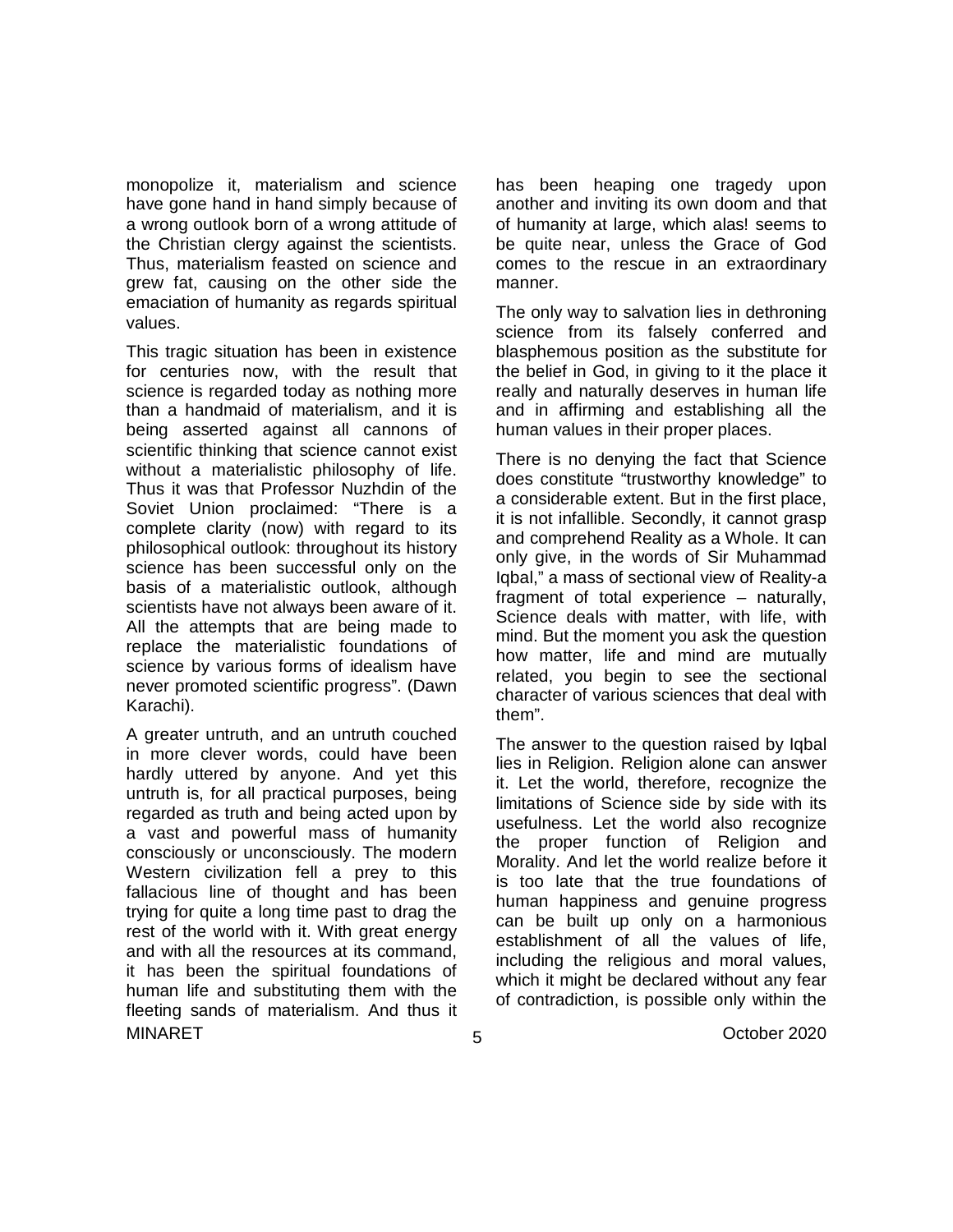monopolize it, materialism and science have gone hand in hand simply because of a wrong outlook born of a wrong attitude of the Christian clergy against the scientists. Thus, materialism feasted on science and grew fat, causing on the other side the emaciation of humanity as regards spiritual values.

This tragic situation has been in existence for centuries now, with the result that science is regarded today as nothing more than a handmaid of materialism, and it is being asserted against all cannons of scientific thinking that science cannot exist without a materialistic philosophy of life. Thus it was that Professor Nuzhdin of the Soviet Union proclaimed: "There is a complete clarity (now) with regard to its philosophical outlook: throughout its history science has been successful only on the basis of a materialistic outlook, although scientists have not always been aware of it. All the attempts that are being made to replace the materialistic foundations of science by various forms of idealism have never promoted scientific progress". (Dawn Karachi).

A greater untruth, and an untruth couched in more clever words, could have been hardly uttered by anyone. And yet this untruth is, for all practical purposes, being regarded as truth and being acted upon by a vast and powerful mass of humanity consciously or unconsciously. The modern Western civilization fell a prey to this fallacious line of thought and has been trying for quite a long time past to drag the rest of the world with it. With great energy and with all the resources at its command, it has been the spiritual foundations of human life and substituting them with the fleeting sands of materialism. And thus it has been heaping one tragedy upon another and inviting its own doom and that of humanity at large, which alas! seems to be quite near, unless the Grace of God comes to the rescue in an extraordinary manner.

The only way to salvation lies in dethroning science from its falsely conferred and blasphemous position as the substitute for the belief in God, in giving to it the place it really and naturally deserves in human life and in affirming and establishing all the human values in their proper places.

There is no denying the fact that Science does constitute "trustworthy knowledge" to a considerable extent. But in the first place, it is not infallible. Secondly, it cannot grasp and comprehend Reality as a Whole. It can only give, in the words of Sir Muhammad Iqbal," a mass of sectional view of Reality-a fragment of total experience – naturally, Science deals with matter, with life, with mind. But the moment you ask the question how matter, life and mind are mutually related, you begin to see the sectional character of various sciences that deal with them".

The answer to the question raised by Iqbal lies in Religion. Religion alone can answer it. Let the world, therefore, recognize the limitations of Science side by side with its usefulness. Let the world also recognize the proper function of Religion and Morality. And let the world realize before it is too late that the true foundations of human happiness and genuine progress can be built up only on a harmonious establishment of all the values of life, including the religious and moral values, which it might be declared without any fear of contradiction, is possible only within the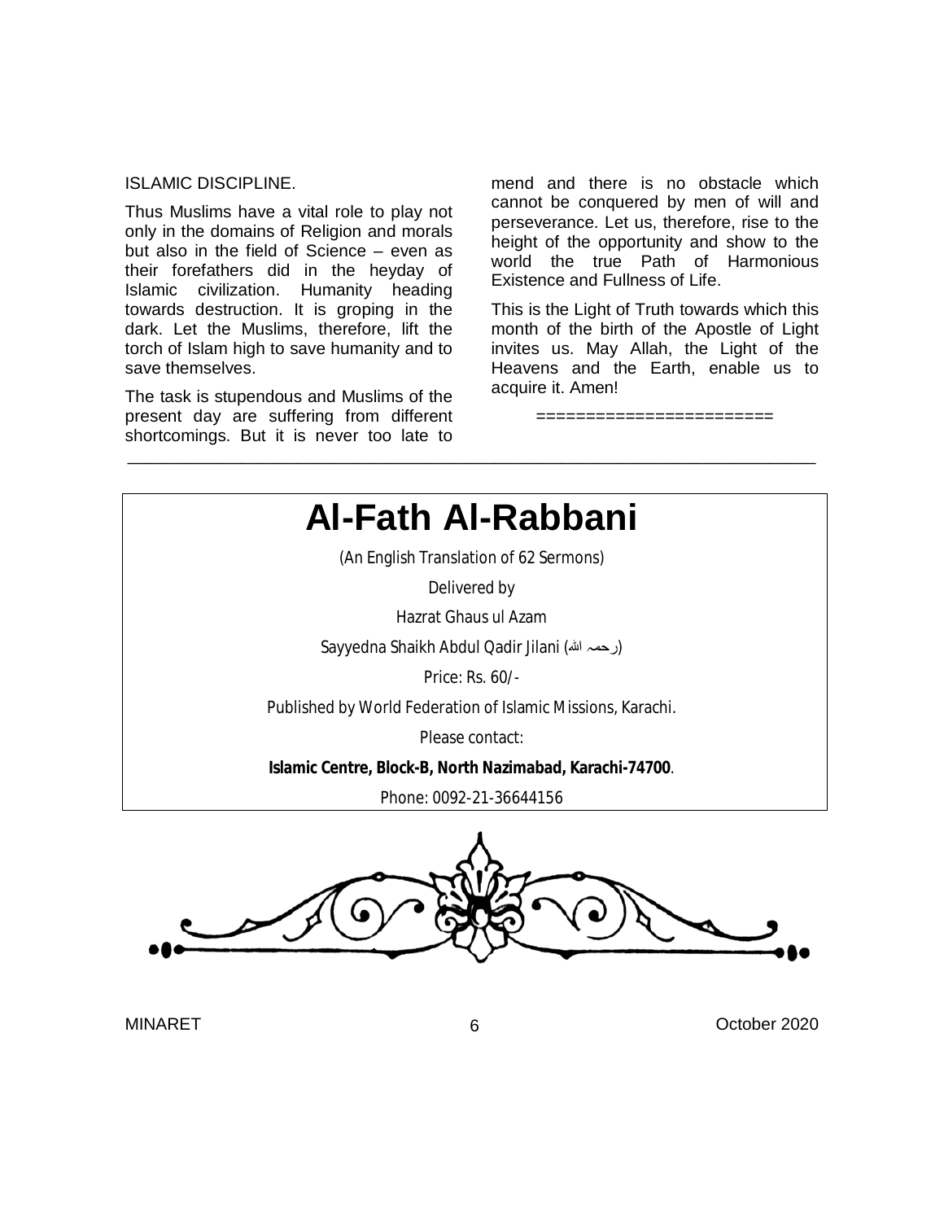ISLAMIC DISCIPLINE.

Thus Muslims have a vital role to play not only in the domains of Religion and morals but also in the field of Science – even as their forefathers did in the heyday of Islamic civilization. Humanity heading towards destruction. It is groping in the dark. Let the Muslims, therefore, lift the torch of Islam high to save humanity and to save themselves.

The task is stupendous and Muslims of the present day are suffering from different shortcomings. But it is never too late to mend and there is no obstacle which cannot be conquered by men of will and perseverance. Let us, therefore, rise to the height of the opportunity and show to the world the true Path of Harmonious Existence and Fullness of Life.

This is the Light of Truth towards which this month of the birth of the Apostle of Light invites us. May Allah, the Light of the Heavens and the Earth, enable us to acquire it. Amen!

========================

---

# Al-Fath Al-Rabbani

(An English Translation of 62 Sermons)

Delivered by

Hazrat Ghaus ul Azam

Sayyedna Shaikh Abdul Qadir Jilani (رحمہ اللہ)

Price: Rs. 60/-

Published by World Federation of Islamic Missions, Karachi.

Please contact:

**Islamic Centre, Block-B, North Nazimabad, Karachi-74700**.

Phone: 0092-21-36644156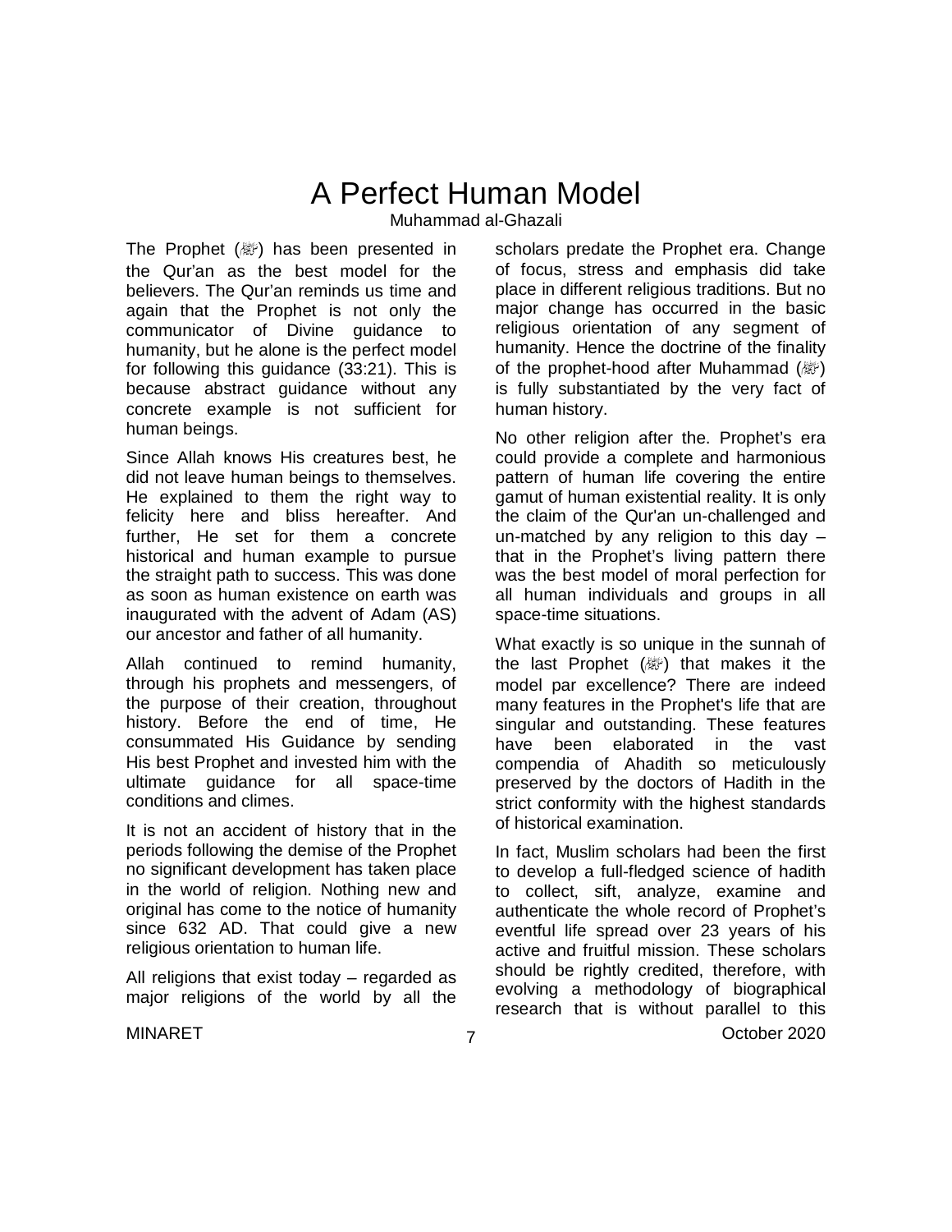# A Perfect Human Model

Muhammad al-Ghazali

The Prophet (ﷺ) has been presented in the Qur'an as the best model for the believers. The Qur'an reminds us time and again that the Prophet is not only the communicator of Divine guidance to humanity, but he alone is the perfect model for following this guidance (33:21). This is because abstract guidance without any concrete example is not sufficient for human beings.

Since Allah knows His creatures best, he did not leave human beings to themselves. He explained to them the right way to felicity here and bliss hereafter. And further, He set for them a concrete historical and human example to pursue the straight path to success. This was done as soon as human existence on earth was inaugurated with the advent of Adam (AS) our ancestor and father of all humanity.

Allah continued to remind humanity, through his prophets and messengers, of the purpose of their creation, throughout history. Before the end of time, He consummated His Guidance by sending His best Prophet and invested him with the ultimate guidance for all space-time conditions and climes.

It is not an accident of history that in the periods following the demise of the Prophet no significant development has taken place in the world of religion. Nothing new and original has come to the notice of humanity since 632 AD. That could give a new religious orientation to human life.

All religions that exist today – regarded as major religions of the world by all the scholars predate the Prophet era. Change of focus, stress and emphasis did take place in different religious traditions. But no major change has occurred in the basic religious orientation of any segment of humanity. Hence the doctrine of the finality of the prophet-hood after Muhammad (ﷺ) is fully substantiated by the very fact of human history.

No other religion after the. Prophet's era could provide a complete and harmonious pattern of human life covering the entire gamut of human existential reality. It is only the claim of the Qur'an un-challenged and un-matched by any religion to this day – that in the Prophet's living pattern there was the best model of moral perfection for all human individuals and groups in all space-time situations.

What exactly is so unique in the sunnah of the last Prophet (ﷺ) that makes it the model par excellence? There are indeed many features in the Prophet's life that are singular and outstanding. These features have been elaborated in the vast compendia of Ahadith so meticulously preserved by the doctors of Hadith in the strict conformity with the highest standards of historical examination.

In fact, Muslim scholars had been the first to develop a full-fledged science of hadith to collect, sift, analyze, examine and authenticate the whole record of Prophet's eventful life spread over 23 years of his active and fruitful mission. These scholars should be rightly credited, therefore, with evolving a methodology of biographical research that is without parallel to this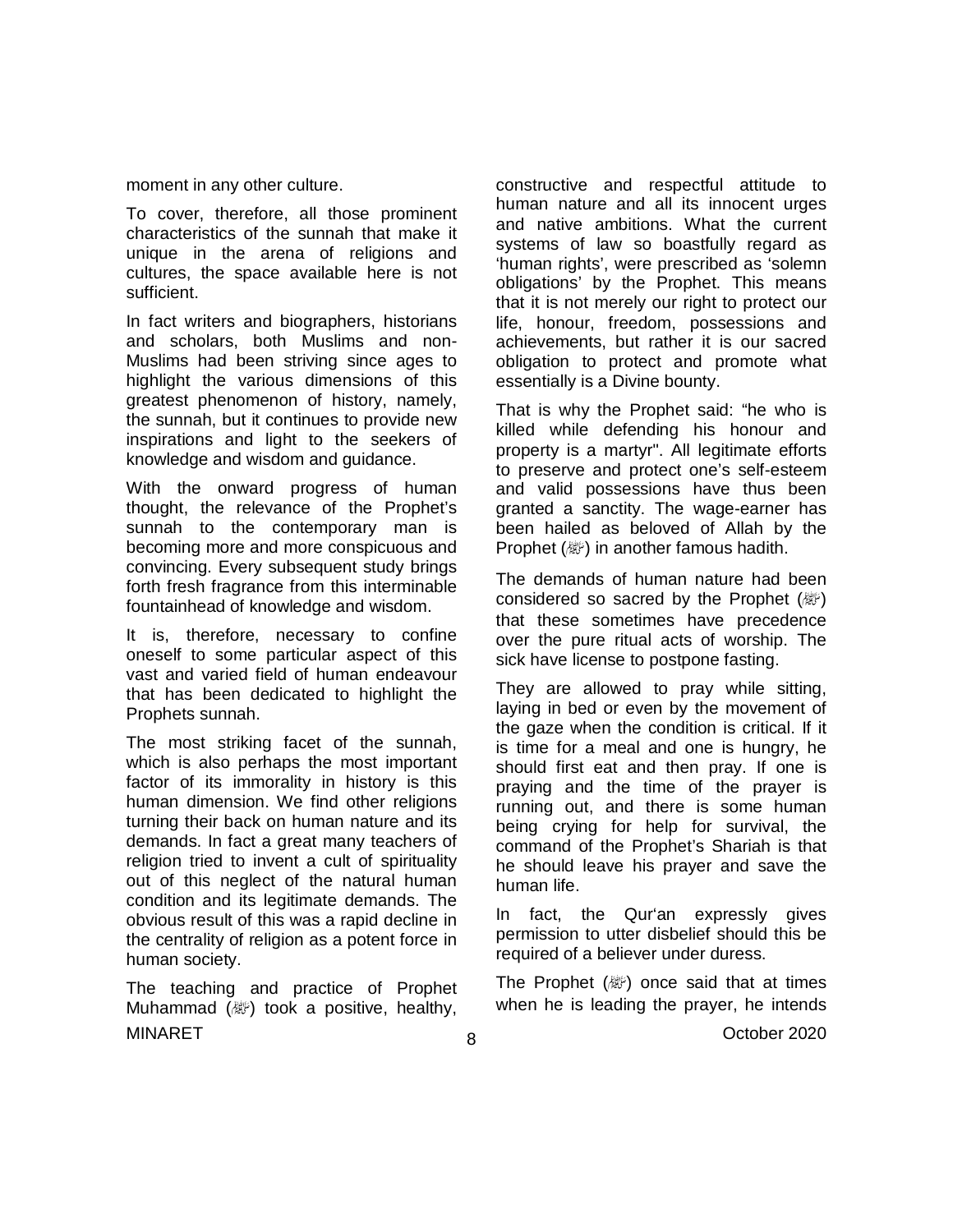moment in any other culture.

To cover, therefore, all those prominent characteristics of the sunnah that make it unique in the arena of religions and cultures, the space available here is not sufficient.

In fact writers and biographers, historians and scholars, both Muslims and non-Muslims had been striving since ages to highlight the various dimensions of this greatest phenomenon of history, namely, the sunnah, but it continues to provide new inspirations and light to the seekers of knowledge and wisdom and guidance.

With the onward progress of human thought, the relevance of the Prophet's sunnah to the contemporary man is becoming more and more conspicuous and convincing. Every subsequent study brings forth fresh fragrance from this interminable fountainhead of knowledge and wisdom.

It is, therefore, necessary to confine oneself to some particular aspect of this vast and varied field of human endeavour that has been dedicated to highlight the Prophets sunnah.

The most striking facet of the sunnah, which is also perhaps the most important factor of its immorality in history is this human dimension. We find other religions turning their back on human nature and its demands. In fact a great many teachers of religion tried to invent a cult of spirituality out of this neglect of the natural human condition and its legitimate demands. The obvious result of this was a rapid decline in the centrality of religion as a potent force in human society.

The teaching and practice of Prophet Muhammad (ﷺ) took a positive, healthy, constructive and respectful attitude to human nature and all its innocent urges and native ambitions. What the current systems of law so boastfully regard as 'human rights', were prescribed as 'solemn obligations' by the Prophet. This means that it is not merely our right to protect our life, honour, freedom, possessions and achievements, but rather it is our sacred obligation to protect and promote what essentially is a Divine bounty.

That is why the Prophet said: "he who is killed while defending his honour and property is a martyr". All legitimate efforts to preserve and protect one's self-esteem and valid possessions have thus been granted a sanctity. The wage-earner has been hailed as beloved of Allah by the Prophet (ﷺ) in another famous hadith.

The demands of human nature had been considered so sacred by the Prophet (ﷺ) that these sometimes have precedence over the pure ritual acts of worship. The sick have license to postpone fasting.

They are allowed to pray while sitting, laying in bed or even by the movement of the gaze when the condition is critical. If it is time for a meal and one is hungry, he should first eat and then pray. If one is praying and the time of the prayer is running out, and there is some human being crying for help for survival, the command of the Prophet's Shariah is that he should leave his prayer and save the human life.

In fact, the Qur'an expressly gives permission to utter disbelief should this be required of a believer under duress.

The Prophet (ﷺ) once said that at times when he is leading the prayer, he intends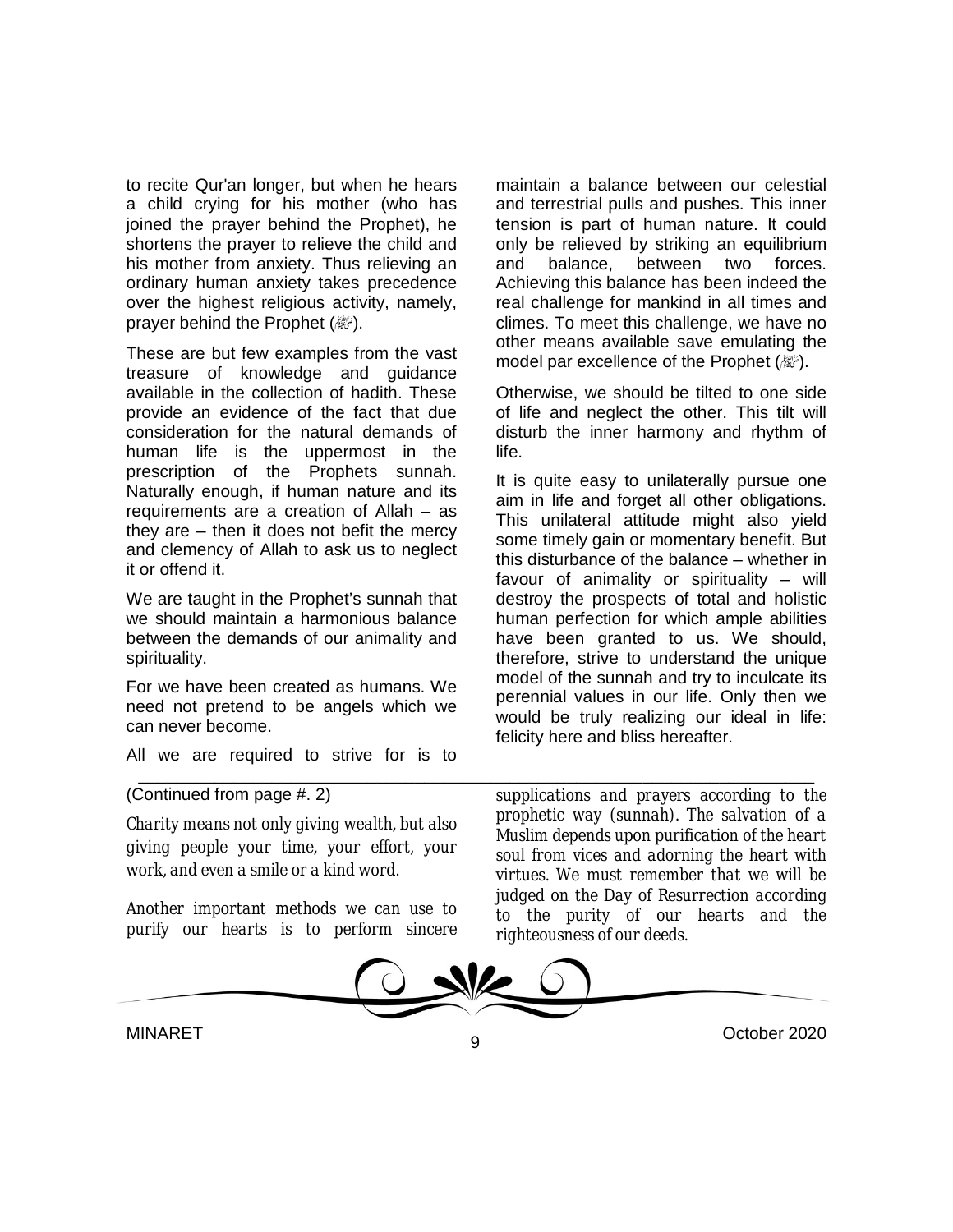to recite Qur'an longer, but when he hears a child crying for his mother (who has joined the prayer behind the Prophet), he shortens the prayer to relieve the child and his mother from anxiety. Thus relieving an ordinary human anxiety takes precedence over the highest religious activity, namely, prayer behind the Prophet (ﷺ).

These are but few examples from the vast treasure of knowledge and guidance available in the collection of hadith. These provide an evidence of the fact that due consideration for the natural demands of human life is the uppermost in the prescription of the Prophets sunnah. Naturally enough, if human nature and its requirements are a creation of Allah – as they are – then it does not befit the mercy and clemency of Allah to ask us to neglect it or offend it.

We are taught in the Prophet's sunnah that we should maintain a harmonious balance between the demands of our animality and spirituality.

For we have been created as humans. We need not pretend to be angels which we can never become.

All we are required to strive for is to maintain a balance between our celestial and terrestrial pulls and pushes. This inner tension is part of human nature. It could only be relieved by striking an equilibrium and balance, between two forces. Achieving this balance has been indeed the real challenge for mankind in all times and climes. To meet this challenge, we have no other means available save emulating the model par excellence of the Prophet (ﷺ).

Otherwise, we should be tilted to one side of life and neglect the other. This tilt will disturb the inner harmony and rhythm of life.

It is quite easy to unilaterally pursue one aim in life and forget all other obligations. This unilateral attitude might also yield some timely gain or momentary benefit. But this disturbance of the balance – whether in favour of animality or spirituality – will destroy the prospects of total and holistic human perfection for which ample abilities have been granted to us. We should, therefore, strive to understand the unique model of the sunnah and try to inculcate its perennial values in our life. Only then we would be truly realizing our ideal in life: felicity here and bliss hereafter.

---

(Continued from page #. 2)

*Charity means not only giving wealth, but also giving people your time, your effort, your work, and even a smile or a kind word.*

*Another important methods we can use to purify our hearts is to perform sincere supplications and prayers according to the prophetic way (sunnah). The salvation of a Muslim depends upon purification of the heart soul from vices and adorning the heart with virtues. We must remember that we will be judged on the Day of Resurrection according to the purity of our hearts and the righteousness of our deeds.*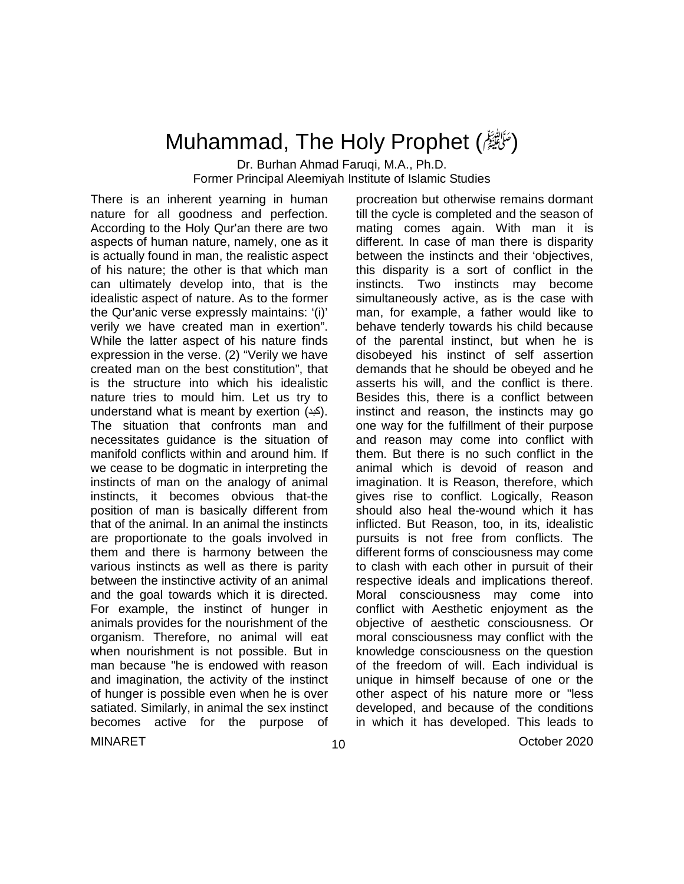# Muhammad, The Holy Prophet (ﷺ)

Dr. Burhan Ahmad Faruqi, M.A., Ph.D.
Former Principal Aleemiyah Institute of Islamic Studies

There is an inherent yearning in human nature for all goodness and perfection. According to the Holy Qur'an there are two aspects of human nature, namely, one as it is actually found in man, the realistic aspect of his nature; the other is that which man can ultimately develop into, that is the idealistic aspect of nature. As to the former the Qur'anic verse expressly maintains: '(i)' verily we have created man in exertion". While the latter aspect of his nature finds expression in the verse. (2) "Verily we have created man on the best constitution", that is the structure into which his idealistic nature tries to mould him. Let us try to understand what is meant by exertion (كبد). The situation that confronts man and necessitates guidance is the situation of manifold conflicts within and around him. If we cease to be dogmatic in interpreting the instincts of man on the analogy of animal instincts, it becomes obvious that-the position of man is basically different from that of the animal. In an animal the instincts are proportionate to the goals involved in them and there is harmony between the various instincts as well as there is parity between the instinctive activity of an animal and the goal towards which it is directed. For example, the instinct of hunger in animals provides for the nourishment of the organism. Therefore, no animal will eat when nourishment is not possible. But in man because "he is endowed with reason and imagination, the activity of the instinct of hunger is possible even when he is over satiated. Similarly, in animal the sex instinct becomes active for the purpose of procreation but otherwise remains dormant till the cycle is completed and the season of mating comes again. With man it is different. In case of man there is disparity between the instincts and their 'objectives, this disparity is a sort of conflict in the instincts. Two instincts may become simultaneously active, as is the case with man, for example, a father would like to behave tenderly towards his child because of the parental instinct, but when he is disobeyed his instinct of self assertion demands that he should be obeyed and he asserts his will, and the conflict is there. Besides this, there is a conflict between instinct and reason, the instincts may go one way for the fulfillment of their purpose and reason may come into conflict with them. But there is no such conflict in the animal which is devoid of reason and imagination. It is Reason, therefore, which gives rise to conflict. Logically, Reason should also heal the-wound which it has inflicted. But Reason, too, in its, idealistic pursuits is not free from conflicts. The different forms of consciousness may come to clash with each other in pursuit of their respective ideals and implications thereof. Moral consciousness may come into conflict with Aesthetic enjoyment as the objective of aesthetic consciousness. Or moral consciousness may conflict with the knowledge consciousness on the question of the freedom of will. Each individual is unique in himself because of one or the other aspect of his nature more or "less developed, and because of the conditions in which it has developed. This leads to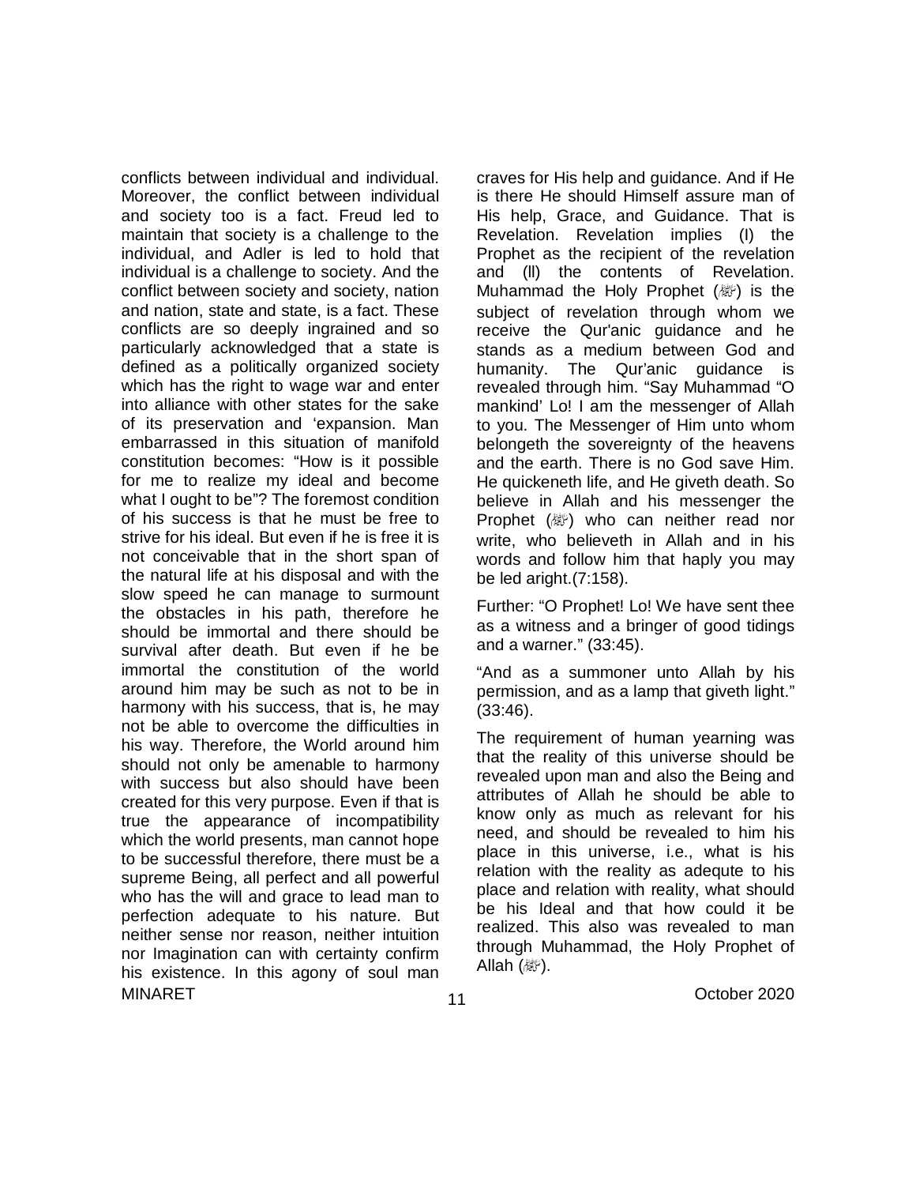conflicts between individual and individual. Moreover, the conflict between individual and society too is a fact. Freud led to maintain that society is a challenge to the individual, and Adler is led to hold that individual is a challenge to society. And the conflict between society and society, nation and nation, state and state, is a fact. These conflicts are so deeply ingrained and so particularly acknowledged that a state is defined as a politically organized society which has the right to wage war and enter into alliance with other states for the sake of its preservation and 'expansion. Man embarrassed in this situation of manifold constitution becomes: "How is it possible for me to realize my ideal and become what I ought to be"? The foremost condition of his success is that he must be free to strive for his ideal. But even if he is free it is not conceivable that in the short span of the natural life at his disposal and with the slow speed he can manage to surmount the obstacles in his path, therefore he should be immortal and there should be survival after death. But even if he be immortal the constitution of the world around him may be such as not to be in harmony with his success, that is, he may not be able to overcome the difficulties in his way. Therefore, the World around him should not only be amenable to harmony with success but also should have been created for this very purpose. Even if that is true the appearance of incompatibility which the world presents, man cannot hope to be successful therefore, there must be a supreme Being, all perfect and all powerful who has the will and grace to lead man to perfection adequate to his nature. But neither sense nor reason, neither intuition nor Imagination can with certainty confirm his existence. In this agony of soul man craves for His help and guidance. And if He is there He should Himself assure man of His help, Grace, and Guidance. That is Revelation. Revelation implies (I) the Prophet as the recipient of the revelation and (II) the contents of Revelation. Muhammad the Holy Prophet (ﷺ) is the subject of revelation through whom we receive the Qur'anic guidance and he stands as a medium between God and humanity. The Qur'anic guidance is revealed through him. "Say Muhammad "O mankind' Lo! I am the messenger of Allah to you. The Messenger of Him unto whom belongeth the sovereignty of the heavens and the earth. There is no God save Him. He quickeneth life, and He giveth death. So believe in Allah and his messenger the Prophet (ﷺ) who can neither read nor write, who believeth in Allah and in his words and follow him that haply you may be led aright.(7:158).

Further: "O Prophet! Lo! We have sent thee as a witness and a bringer of good tidings and a warner." (33:45).

"And as a summoner unto Allah by his permission, and as a lamp that giveth light." (33:46).

The requirement of human yearning was that the reality of this universe should be revealed upon man and also the Being and attributes of Allah he should be able to know only as much as relevant for his need, and should be revealed to him his place in this universe, i.e., what is his relation with the reality as adequte to his place and relation with reality, what should be his Ideal and that how could it be realized. This also was revealed to man through Muhammad, the Holy Prophet of Allah (ﷺ).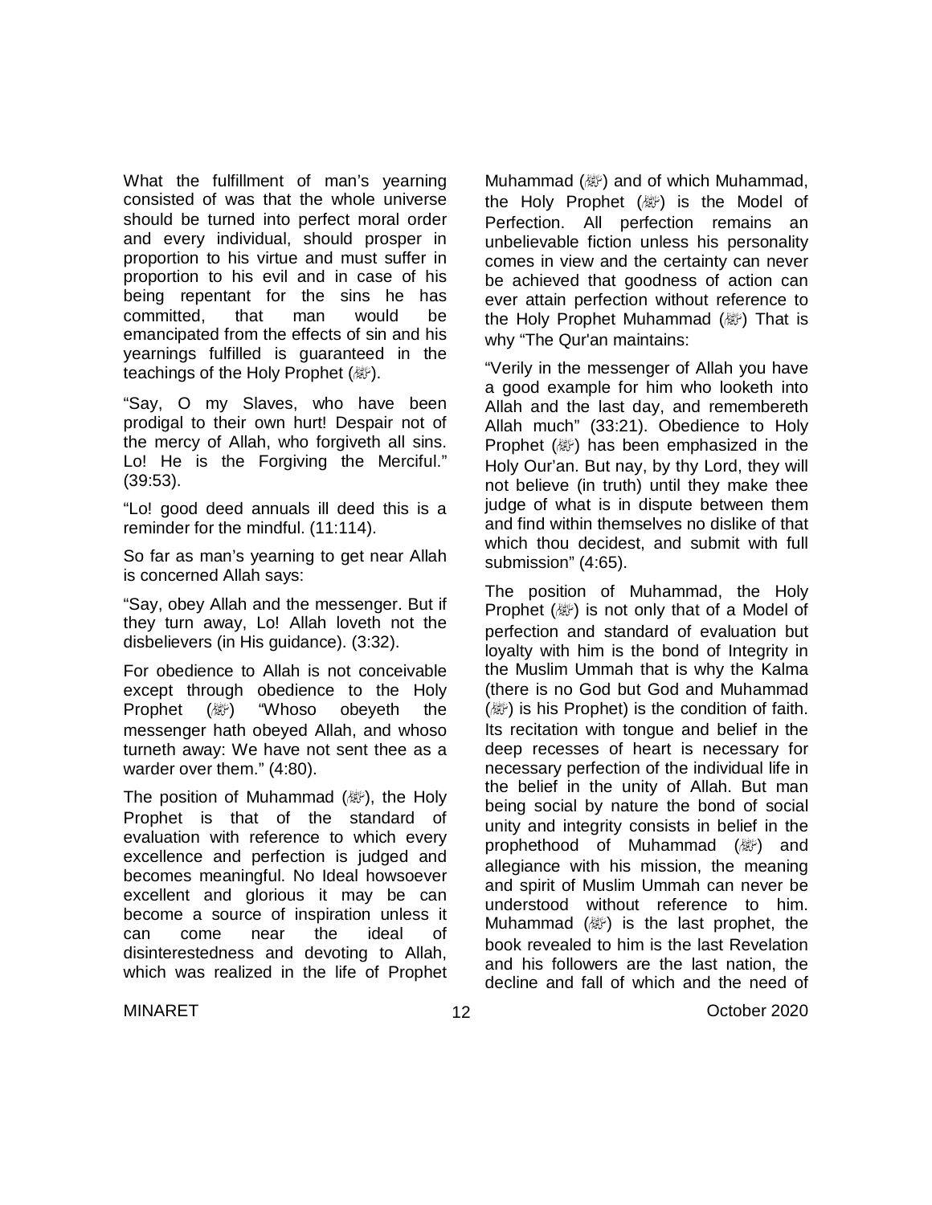What the fulfillment of man's yearning consisted of was that the whole universe should be turned into perfect moral order and every individual, should prosper in proportion to his virtue and must suffer in proportion to his evil and in case of his being repentant for the sins he has committed, that man would be emancipated from the effects of sin and his yearnings fulfilled is guaranteed in the teachings of the Holy Prophet (ﷺ).

"Say, O my Slaves, who have been prodigal to their own hurt! Despair not of the mercy of Allah, who forgiveth all sins. Lo! He is the Forgiving the Merciful." (39:53).

"Lo! good deed annuals ill deed this is a reminder for the mindful. (11:114).

So far as man's yearning to get near Allah is concerned Allah says:

"Say, obey Allah and the messenger. But if they turn away, Lo! Allah loveth not the disbelievers (in His guidance). (3:32).

For obedience to Allah is not conceivable except through obedience to the Holy Prophet (ﷺ) "Whoso obeyeth the messenger hath obeyed Allah, and whoso turneth away: We have not sent thee as a warder over them." (4:80).

The position of Muhammad (ﷺ), the Holy Prophet is that of the standard of evaluation with reference to which every excellence and perfection is judged and becomes meaningful. No Ideal howsoever excellent and glorious it may be can become a source of inspiration unless it can come near the ideal of disinterestedness and devoting to Allah, which was realized in the life of Prophet Muhammad (ﷺ) and of which Muhammad, the Holy Prophet (ﷺ) is the Model of Perfection. All perfection remains an unbelievable fiction unless his personality comes in view and the certainty can never be achieved that goodness of action can ever attain perfection without reference to the Holy Prophet Muhammad (ﷺ) That is why "The Qur'an maintains:

"Verily in the messenger of Allah you have a good example for him who looketh into Allah and the last day, and remembereth Allah much" (33:21). Obedience to Holy Prophet (ﷺ) has been emphasized in the Holy Our'an. But nay, by thy Lord, they will not believe (in truth) until they make thee judge of what is in dispute between them and find within themselves no dislike of that which thou decidest, and submit with full submission" (4:65).

The position of Muhammad, the Holy Prophet (ﷺ) is not only that of a Model of perfection and standard of evaluation but loyalty with him is the bond of Integrity in the Muslim Ummah that is why the Kalma (there is no God but God and Muhammad (ﷺ) is his Prophet) is the condition of faith. Its recitation with tongue and belief in the deep recesses of heart is necessary for necessary perfection of the individual life in the belief in the unity of Allah. But man being social by nature the bond of social unity and integrity consists in belief in the prophethood of Muhammad (ﷺ) and allegiance with his mission, the meaning and spirit of Muslim Ummah can never be understood without reference to him. Muhammad (ﷺ) is the last prophet, the book revealed to him is the last Revelation and his followers are the last nation, the decline and fall of which and the need of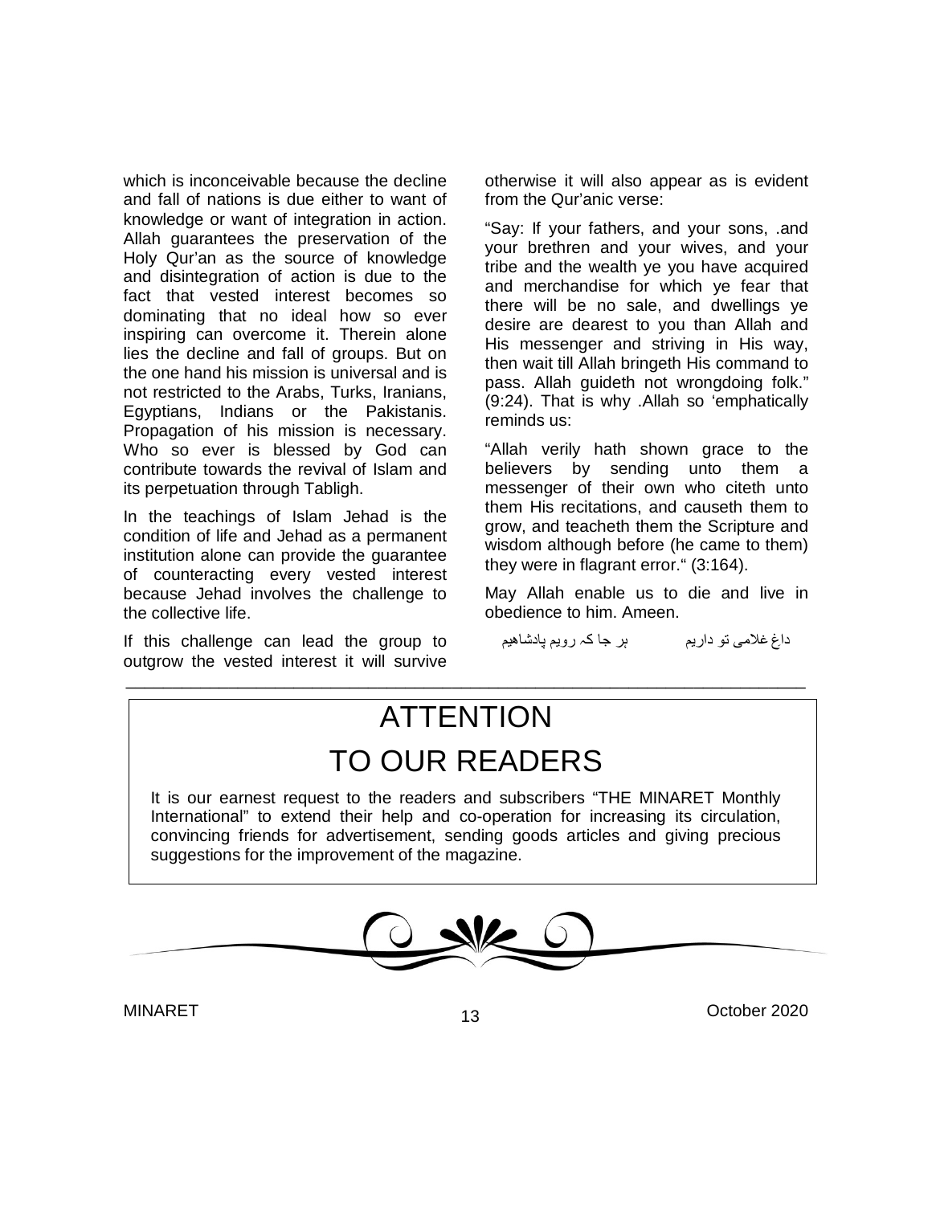which is inconceivable because the decline and fall of nations is due either to want of knowledge or want of integration in action. Allah guarantees the preservation of the Holy Qur'an as the source of knowledge and disintegration of action is due to the fact that vested interest becomes so dominating that no ideal how so ever inspiring can overcome it. Therein alone lies the decline and fall of groups. But on the one hand his mission is universal and is not restricted to the Arabs, Turks, Iranians, Egyptians, Indians or the Pakistanis. Propagation of his mission is necessary. Who so ever is blessed by God can contribute towards the revival of Islam and its perpetuation through Tabligh.

In the teachings of Islam Jehad is the condition of life and Jehad as a permanent institution alone can provide the guarantee of counteracting every vested interest because Jehad involves the challenge to the collective life.

If this challenge can lead the group to outgrow the vested interest it will survive otherwise it will also appear as is evident from the Qur'anic verse:

"Say: If your fathers, and your sons, .and your brethren and your wives, and your tribe and the wealth ye you have acquired and merchandise for which ye fear that there will be no sale, and dwellings ye desire are dearest to you than Allah and His messenger and striving in His way, then wait till Allah bringeth His command to pass. Allah guideth not wrongdoing folk." (9:24). That is why .Allah so 'emphatically reminds us:

"Allah verily hath shown grace to the believers by sending unto them a messenger of their own who citeth unto them His recitations, and causeth them to grow, and teacheth them the Scripture and wisdom although before (he came to them) they were in flagrant error." (3:164).

May Allah enable us to die and live in obedience to him. Ameen.

داغ غلامی تو داریم          ہر جا کہ رویم پادشاهیم

---

# ATTENTION
# TO OUR READERS

It is our earnest request to the readers and subscribers "THE MINARET Monthly International" to extend their help and co-operation for increasing its circulation, convincing friends for advertisement, sending goods articles and giving precious suggestions for the improvement of the magazine.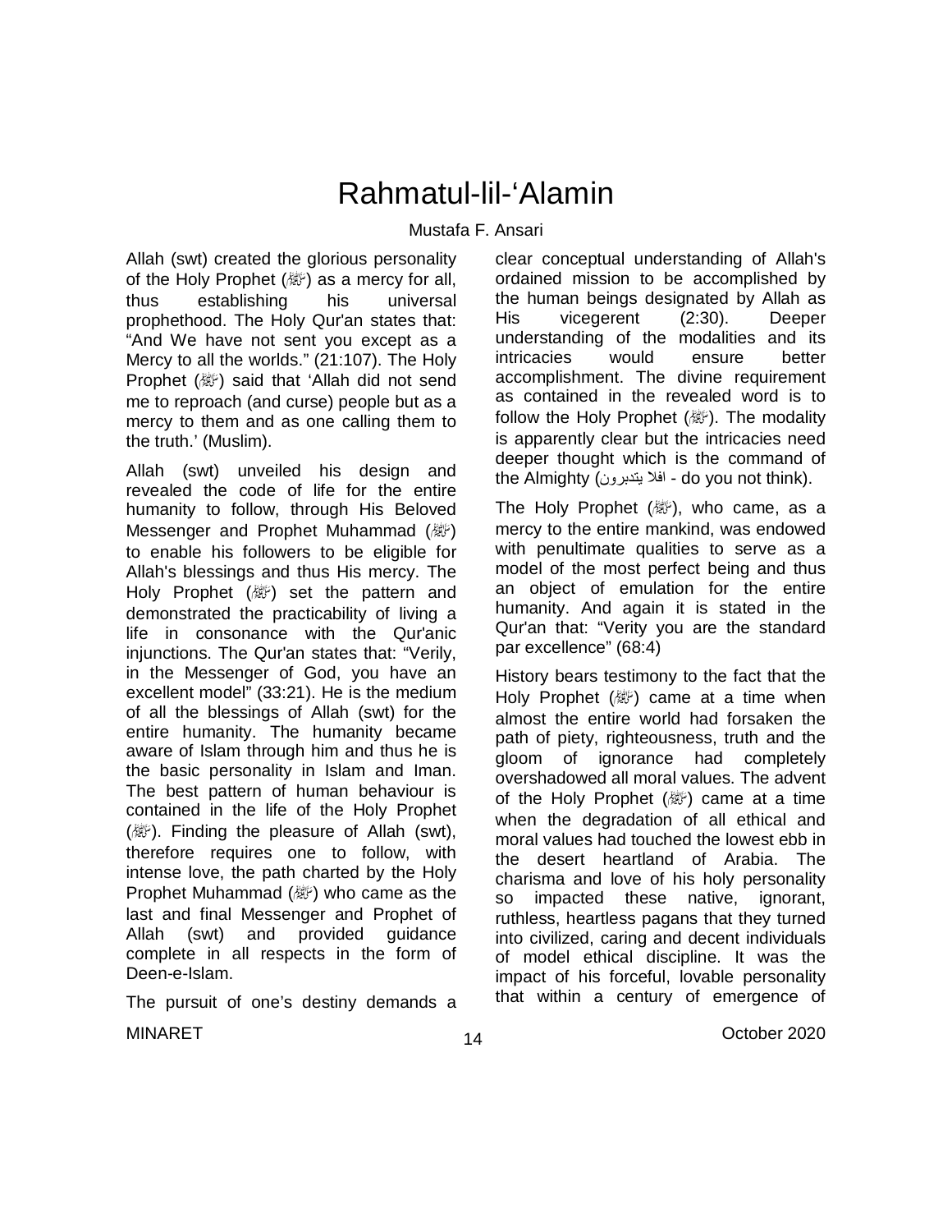# Rahmatul-lil-'Alamin

Mustafa F. Ansari

Allah (swt) created the glorious personality of the Holy Prophet (ﷺ) as a mercy for all, thus establishing his universal prophethood. The Holy Qur'an states that: "And We have not sent you except as a Mercy to all the worlds." (21:107). The Holy Prophet (ﷺ) said that 'Allah did not send me to reproach (and curse) people but as a mercy to them and as one calling them to the truth.' (Muslim).

Allah (swt) unveiled his design and revealed the code of life for the entire humanity to follow, through His Beloved Messenger and Prophet Muhammad (ﷺ) to enable his followers to be eligible for Allah's blessings and thus His mercy. The Holy Prophet (ﷺ) set the pattern and demonstrated the practicability of living a life in consonance with the Qur'anic injunctions. The Qur'an states that: "Verily, in the Messenger of God, you have an excellent model" (33:21). He is the medium of all the blessings of Allah (swt) for the entire humanity. The humanity became aware of Islam through him and thus he is the basic personality in Islam and Iman. The best pattern of human behaviour is contained in the life of the Holy Prophet (ﷺ). Finding the pleasure of Allah (swt), therefore requires one to follow, with intense love, the path charted by the Holy Prophet Muhammad (ﷺ) who came as the last and final Messenger and Prophet of Allah (swt) and provided guidance complete in all respects in the form of Deen-e-Islam.

The pursuit of one's destiny demands a clear conceptual understanding of Allah's ordained mission to be accomplished by the human beings designated by Allah as His vicegerent (2:30). Deeper understanding of the modalities and its intricacies would ensure better accomplishment. The divine requirement as contained in the revealed word is to follow the Holy Prophet (ﷺ). The modality is apparently clear but the intricacies need deeper thought which is the command of the Almighty (افلا يتدبرون - do you not think).

The Holy Prophet (ﷺ), who came, as a mercy to the entire mankind, was endowed with penultimate qualities to serve as a model of the most perfect being and thus an object of emulation for the entire humanity. And again it is stated in the Qur'an that: "Verity you are the standard par excellence" (68:4)

History bears testimony to the fact that the Holy Prophet (ﷺ) came at a time when almost the entire world had forsaken the path of piety, righteousness, truth and the gloom of ignorance had completely overshadowed all moral values. The advent of the Holy Prophet (ﷺ) came at a time when the degradation of all ethical and moral values had touched the lowest ebb in the desert heartland of Arabia. The charisma and love of his holy personality so impacted these native, ignorant, ruthless, heartless pagans that they turned into civilized, caring and decent individuals of model ethical discipline. It was the impact of his forceful, lovable personality that within a century of emergence of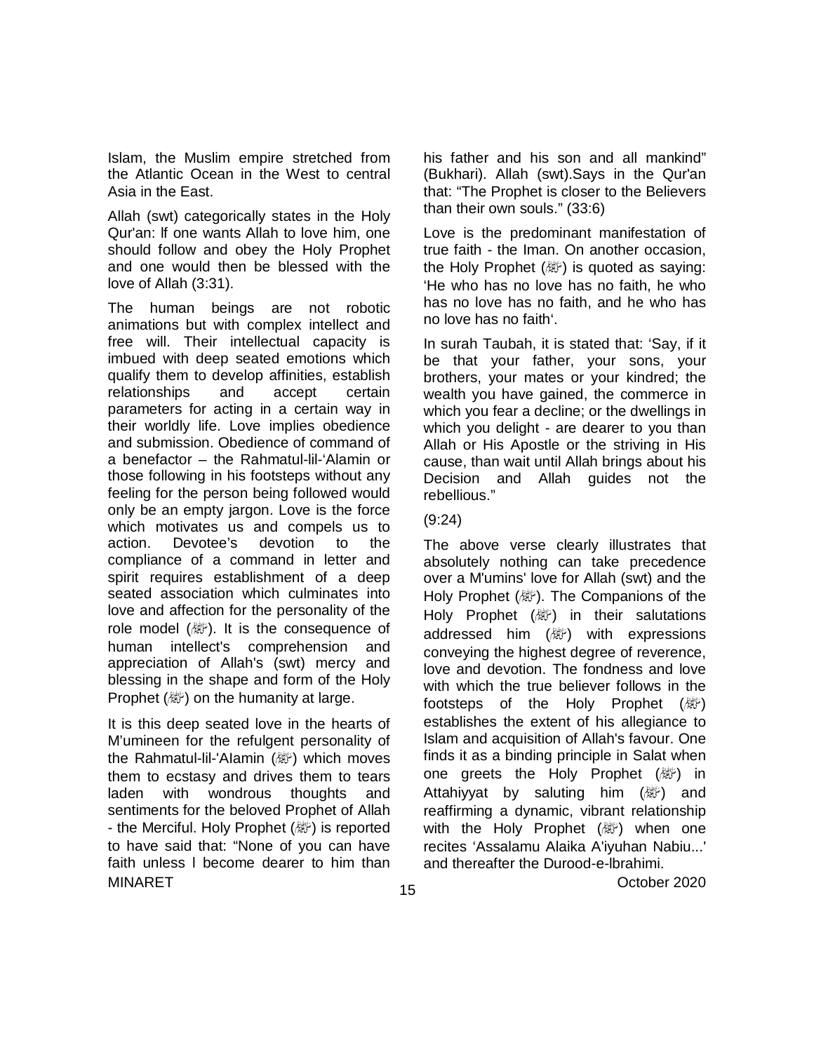Islam, the Muslim empire stretched from the Atlantic Ocean in the West to central Asia in the East.

Allah (swt) categorically states in the Holy Qur'an: lf one wants Allah to love him, one should follow and obey the Holy Prophet and one would then be blessed with the love of Allah (3:31).

The human beings are not robotic animations but with complex intellect and free will. Their intellectual capacity is imbued with deep seated emotions which qualify them to develop affinities, establish relationships and accept certain parameters for acting in a certain way in their worldly life. Love implies obedience and submission. Obedience of command of a benefactor – the Rahmatul-lil-'Alamin or those following in his footsteps without any feeling for the person being followed would only be an empty jargon. Love is the force which motivates us and compels us to action. Devotee's devotion to the compliance of a command in letter and spirit requires establishment of a deep seated association which culminates into love and affection for the personality of the role model (ﷺ). It is the consequence of human intellect's comprehension and appreciation of Allah's (swt) mercy and blessing in the shape and form of the Holy Prophet (ﷺ) on the humanity at large.

It is this deep seated love in the hearts of M'umineen for the refulgent personality of the Rahmatul-lil-'Alamin (ﷺ) which moves them to ecstasy and drives them to tears laden with wondrous thoughts and sentiments for the beloved Prophet of Allah - the Merciful. Holy Prophet (ﷺ) is reported to have said that: "None of you can have faith unless l become dearer to him than his father and his son and all mankind" (Bukhari). Allah (swt).Says in the Qur'an that: "The Prophet is closer to the Believers than their own souls." (33:6)

Love is the predominant manifestation of true faith - the Iman. On another occasion, the Holy Prophet (ﷺ) is quoted as saying: 'He who has no love has no faith, he who has no love has no faith, and he who has no love has no faith'.

In surah Taubah, it is stated that: 'Say, if it be that your father, your sons, your brothers, your mates or your kindred; the wealth you have gained, the commerce in which you fear a decline; or the dwellings in which you delight - are dearer to you than Allah or His Apostle or the striving in His cause, than wait until Allah brings about his Decision and Allah guides not the rebellious."

(9:24)

The above verse clearly illustrates that absolutely nothing can take precedence over a M'umins' love for Allah (swt) and the Holy Prophet (ﷺ). The Companions of the Holy Prophet (ﷺ) in their salutations addressed him (ﷺ) with expressions conveying the highest degree of reverence, love and devotion. The fondness and love with which the true believer follows in the footsteps of the Holy Prophet (ﷺ) establishes the extent of his allegiance to Islam and acquisition of Allah's favour. One finds it as a binding principle in Salat when one greets the Holy Prophet (ﷺ) in Attahiyyat by saluting him (ﷺ) and reaffirming a dynamic, vibrant relationship with the Holy Prophet (ﷺ) when one recites 'Assalamu Alaika A'iyuhan Nabiu...' and thereafter the Durood-e-lbrahimi.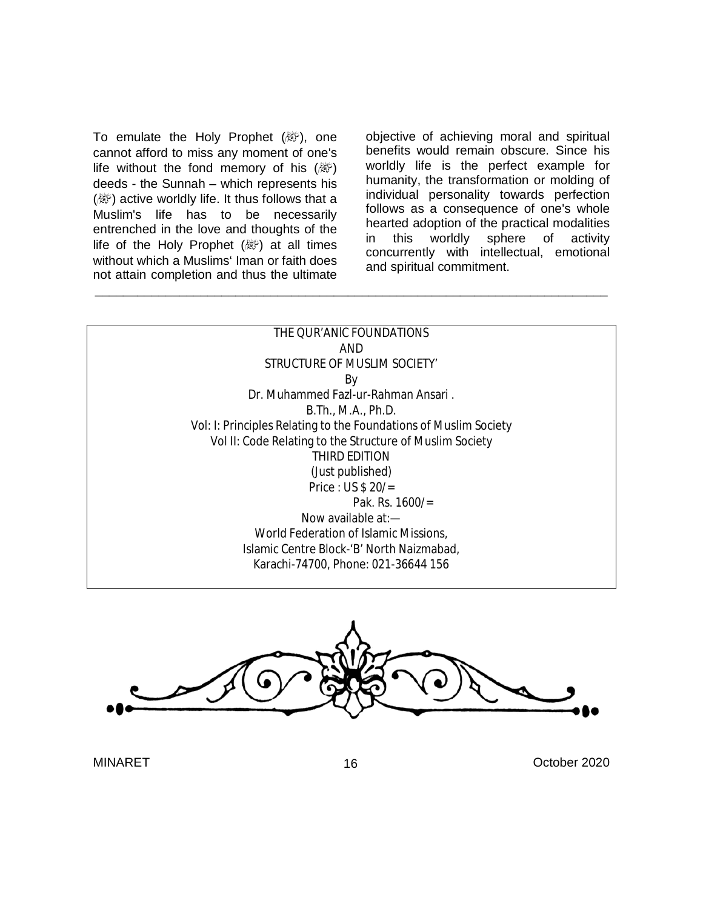To emulate the Holy Prophet (ﷺ), one cannot afford to miss any moment of one's life without the fond memory of his (ﷺ) deeds - the Sunnah – which represents his (ﷺ) active worldly life. It thus follows that a Muslim's life has to be necessarily entrenched in the love and thoughts of the life of the Holy Prophet (ﷺ) at all times without which a Muslims' Iman or faith does not attain completion and thus the ultimate objective of achieving moral and spiritual benefits would remain obscure. Since his worldly life is the perfect example for humanity, the transformation or molding of individual personality towards perfection follows as a consequence of one's whole hearted adoption of the practical modalities in this worldly sphere of activity concurrently with intellectual, emotional and spiritual commitment.

---

THE QUR'ANIC FOUNDATIONS
AND
STRUCTURE OF MUSLIM SOCIETY'

By

Dr. Muhammed Fazl-ur-Rahman Ansari .
B.Th., M.A., Ph.D.

Vol: I: Principles Relating to the Foundations of Muslim Society
Vol II: Code Relating to the Structure of Muslim Society

THIRD EDITION
(Just published)

Price : US $ 20/=
Pak. Rs. 1600/=

Now available at:—
World Federation of Islamic Missions,
Islamic Centre Block-'B' North Naizmabad,
Karachi-74700, Phone: 021-36644 156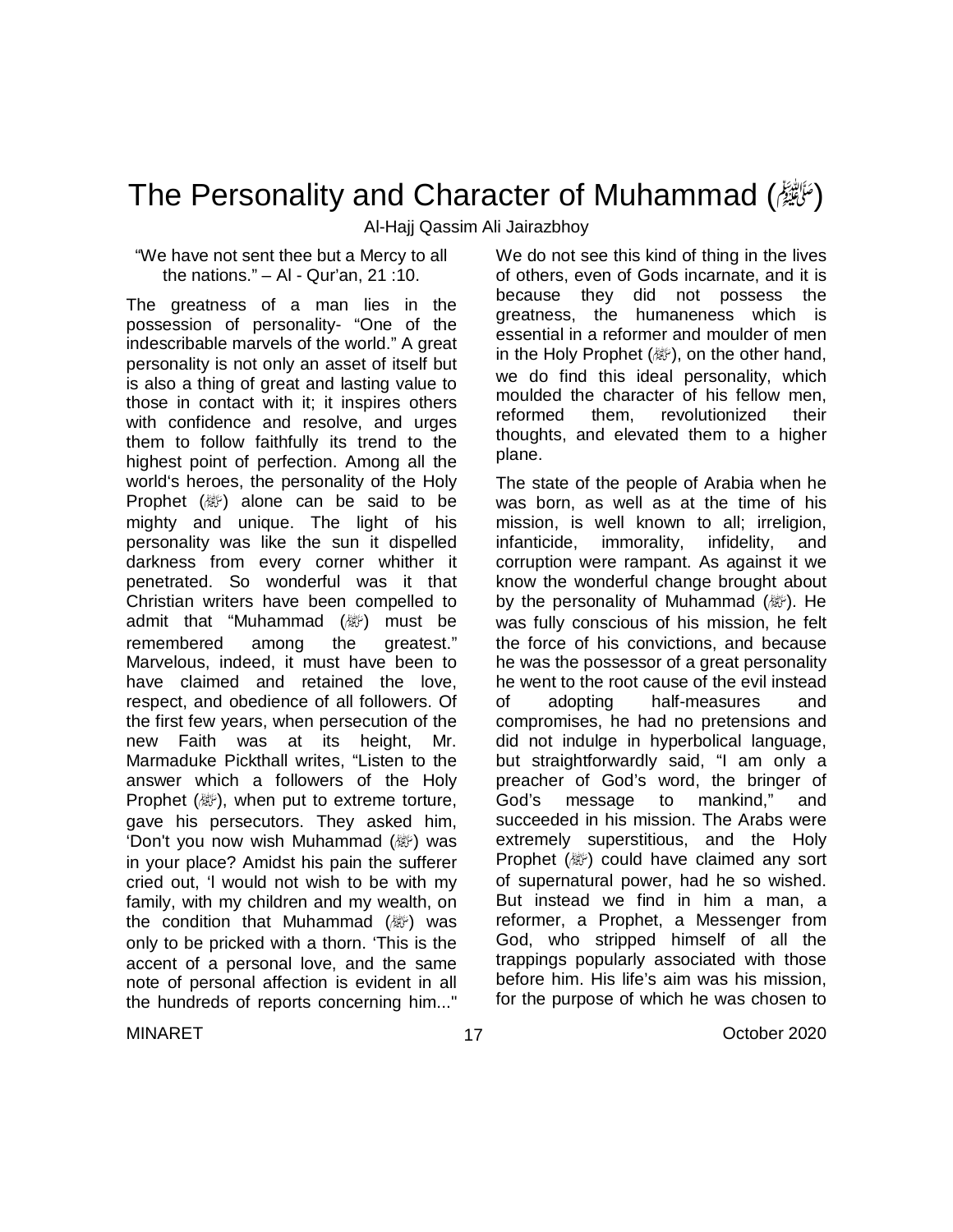# The Personality and Character of Muhammad (ﷺ)

Al-Hajj Qassim Ali Jairazbhoy

"We have not sent thee but a Mercy to all the nations." – Al - Qur'an, 21 :10.

The greatness of a man lies in the possession of personality- "One of the indescribable marvels of the world." A great personality is not only an asset of itself but is also a thing of great and lasting value to those in contact with it; it inspires others with confidence and resolve, and urges them to follow faithfully its trend to the highest point of perfection. Among all the world's heroes, the personality of the Holy Prophet (ﷺ) alone can be said to be mighty and unique. The light of his personality was like the sun it dispelled darkness from every corner whither it penetrated. So wonderful was it that Christian writers have been compelled to admit that "Muhammad (ﷺ) must be remembered among the greatest." Marvelous, indeed, it must have been to have claimed and retained the love, respect, and obedience of all followers. Of the first few years, when persecution of the new Faith was at its height, Mr. Marmaduke Pickthall writes, "Listen to the answer which a followers of the Holy Prophet (ﷺ), when put to extreme torture, gave his persecutors. They asked him, 'Don't you now wish Muhammad (ﷺ) was in your place? Amidst his pain the sufferer cried out, 'I would not wish to be with my family, with my children and my wealth, on the condition that Muhammad (ﷺ) was only to be pricked with a thorn. 'This is the accent of a personal love, and the same note of personal affection is evident in all the hundreds of reports concerning him..."

We do not see this kind of thing in the lives of others, even of Gods incarnate, and it is because they did not possess the greatness, the humaneness which is essential in a reformer and moulder of men in the Holy Prophet (ﷺ), on the other hand, we do find this ideal personality, which moulded the character of his fellow men, reformed them, revolutionized their thoughts, and elevated them to a higher plane.

The state of the people of Arabia when he was born, as well as at the time of his mission, is well known to all; irreligion, infanticide, immorality, infidelity, and corruption were rampant. As against it we know the wonderful change brought about by the personality of Muhammad (ﷺ). He was fully conscious of his mission, he felt the force of his convictions, and because he was the possessor of a great personality he went to the root cause of the evil instead of adopting half-measures and compromises, he had no pretensions and did not indulge in hyperbolical language, but straightforwardly said, "I am only a preacher of God's word, the bringer of God's message to mankind," and succeeded in his mission. The Arabs were extremely superstitious, and the Holy Prophet (ﷺ) could have claimed any sort of supernatural power, had he so wished. But instead we find in him a man, a reformer, a Prophet, a Messenger from God, who stripped himself of all the trappings popularly associated with those before him. His life's aim was his mission, for the purpose of which he was chosen to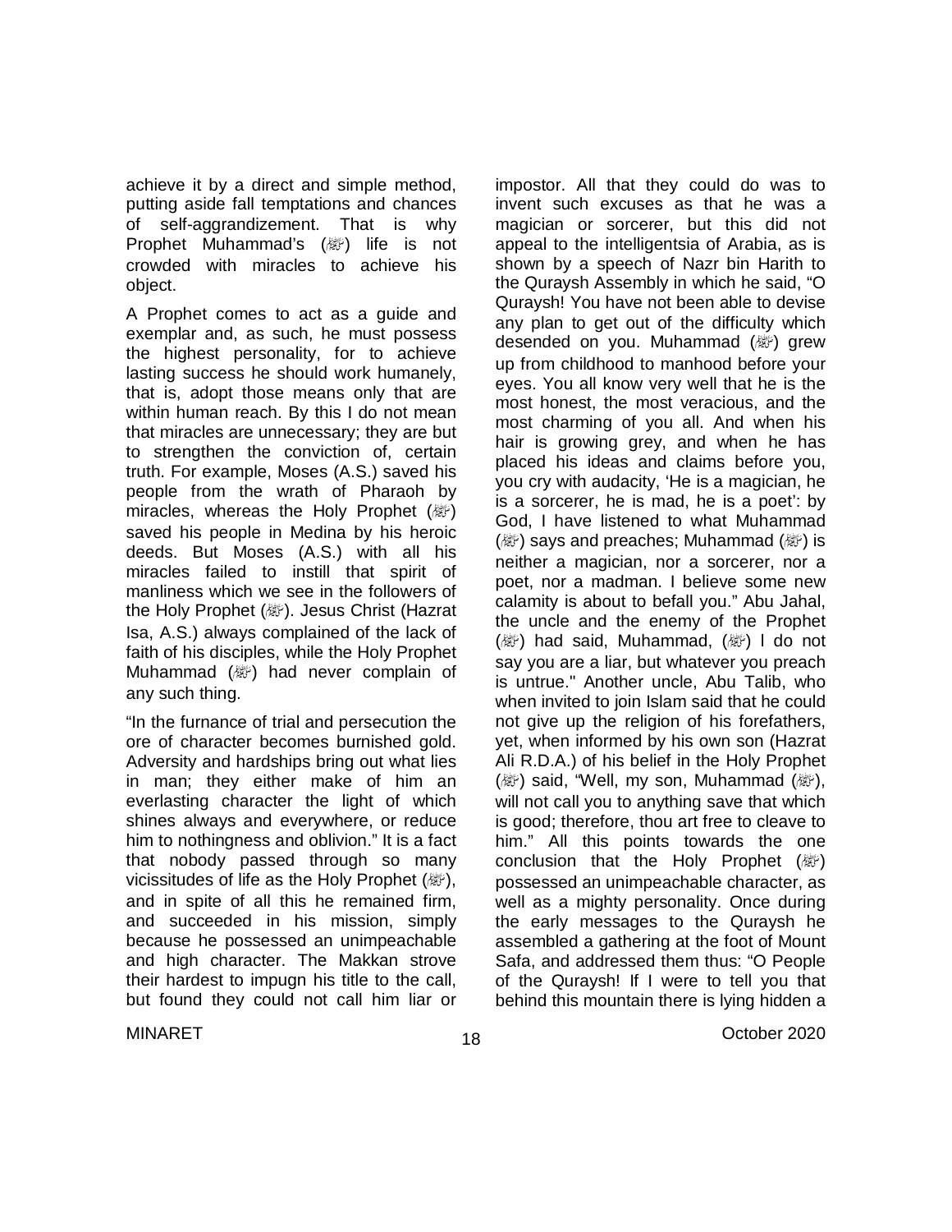achieve it by a direct and simple method, putting aside fall temptations and chances of self-aggrandizement. That is why Prophet Muhammad's (ﷺ) life is not crowded with miracles to achieve his object.

A Prophet comes to act as a guide and exemplar and, as such, he must possess the highest personality, for to achieve lasting success he should work humanely, that is, adopt those means only that are within human reach. By this I do not mean that miracles are unnecessary; they are but to strengthen the conviction of, certain truth. For example, Moses (A.S.) saved his people from the wrath of Pharaoh by miracles, whereas the Holy Prophet (ﷺ) saved his people in Medina by his heroic deeds. But Moses (A.S.) with all his miracles failed to instill that spirit of manliness which we see in the followers of the Holy Prophet (ﷺ). Jesus Christ (Hazrat Isa, A.S.) always complained of the lack of faith of his disciples, while the Holy Prophet Muhammad (ﷺ) had never complain of any such thing.

"In the furnance of trial and persecution the ore of character becomes burnished gold. Adversity and hardships bring out what lies in man; they either make of him an everlasting character the light of which shines always and everywhere, or reduce him to nothingness and oblivion." It is a fact that nobody passed through so many vicissitudes of life as the Holy Prophet (ﷺ), and in spite of all this he remained firm, and succeeded in his mission, simply because he possessed an unimpeachable and high character. The Makkan strove their hardest to impugn his title to the call, but found they could not call him liar or impostor. All that they could do was to invent such excuses as that he was a magician or sorcerer, but this did not appeal to the intelligentsia of Arabia, as is shown by a speech of Nazr bin Harith to the Quraysh Assembly in which he said, "O Quraysh! You have not been able to devise any plan to get out of the difficulty which desended on you. Muhammad (ﷺ) grew up from childhood to manhood before your eyes. You all know very well that he is the most honest, the most veracious, and the most charming of you all. And when his hair is growing grey, and when he has placed his ideas and claims before you, you cry with audacity, 'He is a magician, he is a sorcerer, he is mad, he is a poet': by God, I have listened to what Muhammad (ﷺ) says and preaches; Muhammad (ﷺ) is neither a magician, nor a sorcerer, nor a poet, nor a madman. I believe some new calamity is about to befall you." Abu Jahal, the uncle and the enemy of the Prophet (ﷺ) had said, Muhammad, (ﷺ) I do not say you are a liar, but whatever you preach is untrue." Another uncle, Abu Talib, who when invited to join Islam said that he could not give up the religion of his forefathers, yet, when informed by his own son (Hazrat Ali R.D.A.) of his belief in the Holy Prophet (ﷺ) said, "Well, my son, Muhammad (ﷺ), will not call you to anything save that which is good; therefore, thou art free to cleave to him." All this points towards the one conclusion that the Holy Prophet (ﷺ) possessed an unimpeachable character, as well as a mighty personality. Once during the early messages to the Quraysh he assembled a gathering at the foot of Mount Safa, and addressed them thus: "O People of the Quraysh! If I were to tell you that behind this mountain there is lying hidden a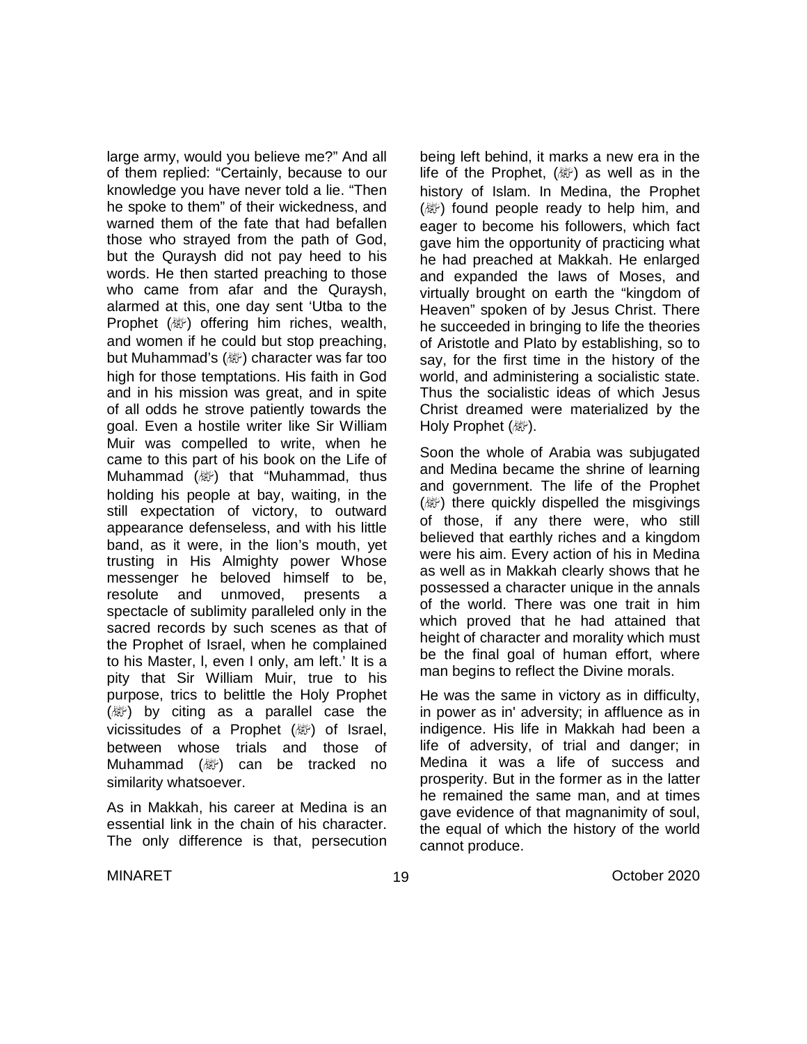large army, would you believe me?" And all of them replied: "Certainly, because to our knowledge you have never told a lie. "Then he spoke to them" of their wickedness, and warned them of the fate that had befallen those who strayed from the path of God, but the Quraysh did not pay heed to his words. He then started preaching to those who came from afar and the Quraysh, alarmed at this, one day sent 'Utba to the Prophet (ﷺ) offering him riches, wealth, and women if he could but stop preaching, but Muhammad's (ﷺ) character was far too high for those temptations. His faith in God and in his mission was great, and in spite of all odds he strove patiently towards the goal. Even a hostile writer like Sir William Muir was compelled to write, when he came to this part of his book on the Life of Muhammad (ﷺ) that "Muhammad, thus holding his people at bay, waiting, in the still expectation of victory, to outward appearance defenseless, and with his little band, as it were, in the lion's mouth, yet trusting in His Almighty power Whose messenger he beloved himself to be, resolute and unmoved, presents a spectacle of sublimity paralleled only in the sacred records by such scenes as that of the Prophet of Israel, when he complained to his Master, l, even I only, am left.' It is a pity that Sir William Muir, true to his purpose, trics to belittle the Holy Prophet (ﷺ) by citing as a parallel case the vicissitudes of a Prophet (ﷺ) of Israel, between whose trials and those of Muhammad (ﷺ) can be tracked no similarity whatsoever.

As in Makkah, his career at Medina is an essential link in the chain of his character. The only difference is that, persecution being left behind, it marks a new era in the life of the Prophet, (ﷺ) as well as in the history of Islam. In Medina, the Prophet (ﷺ) found people ready to help him, and eager to become his followers, which fact gave him the opportunity of practicing what he had preached at Makkah. He enlarged and expanded the laws of Moses, and virtually brought on earth the "kingdom of Heaven" spoken of by Jesus Christ. There he succeeded in bringing to life the theories of Aristotle and Plato by establishing, so to say, for the first time in the history of the world, and administering a socialistic state. Thus the socialistic ideas of which Jesus Christ dreamed were materialized by the Holy Prophet (ﷺ).

Soon the whole of Arabia was subjugated and Medina became the shrine of learning and government. The life of the Prophet (ﷺ) there quickly dispelled the misgivings of those, if any there were, who still believed that earthly riches and a kingdom were his aim. Every action of his in Medina as well as in Makkah clearly shows that he possessed a character unique in the annals of the world. There was one trait in him which proved that he had attained that height of character and morality which must be the final goal of human effort, where man begins to reflect the Divine morals.

He was the same in victory as in difficulty, in power as in' adversity; in affluence as in indigence. His life in Makkah had been a life of adversity, of trial and danger; in Medina it was a life of success and prosperity. But in the former as in the latter he remained the same man, and at times gave evidence of that magnanimity of soul, the equal of which the history of the world cannot produce.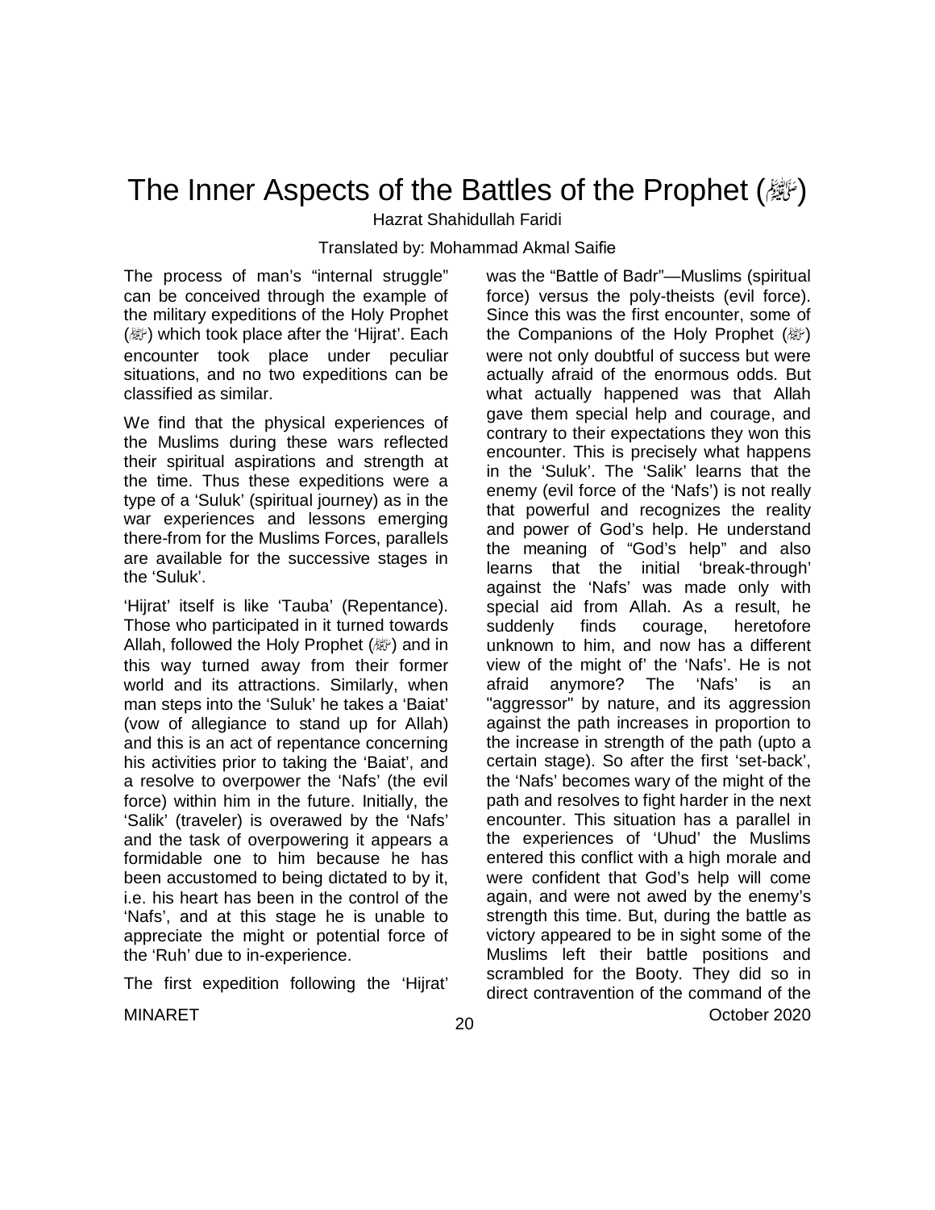# The Inner Aspects of the Battles of the Prophet (ﷺ)

Hazrat Shahidullah Faridi

Translated by: Mohammad Akmal Saifie

The process of man's "internal struggle" can be conceived through the example of the military expeditions of the Holy Prophet (ﷺ) which took place after the 'Hijrat'. Each encounter took place under peculiar situations, and no two expeditions can be classified as similar.

We find that the physical experiences of the Muslims during these wars reflected their spiritual aspirations and strength at the time. Thus these expeditions were a type of a 'Suluk' (spiritual journey) as in the war experiences and lessons emerging there-from for the Muslims Forces, parallels are available for the successive stages in the 'Suluk'.

'Hijrat' itself is like 'Tauba' (Repentance). Those who participated in it turned towards Allah, followed the Holy Prophet (ﷺ) and in this way turned away from their former world and its attractions. Similarly, when man steps into the 'Suluk' he takes a 'Baiat' (vow of allegiance to stand up for Allah) and this is an act of repentance concerning his activities prior to taking the 'Baiat', and a resolve to overpower the 'Nafs' (the evil force) within him in the future. Initially, the 'Salik' (traveler) is overawed by the 'Nafs' and the task of overpowering it appears a formidable one to him because he has been accustomed to being dictated to by it, i.e. his heart has been in the control of the 'Nafs', and at this stage he is unable to appreciate the might or potential force of the 'Ruh' due to in-experience.

The first expedition following the 'Hijrat' was the "Battle of Badr"—Muslims (spiritual force) versus the poly-theists (evil force). Since this was the first encounter, some of the Companions of the Holy Prophet (ﷺ) were not only doubtful of success but were actually afraid of the enormous odds. But what actually happened was that Allah gave them special help and courage, and contrary to their expectations they won this encounter. This is precisely what happens in the 'Suluk'. The 'Salik' learns that the enemy (evil force of the 'Nafs') is not really that powerful and recognizes the reality and power of God's help. He understand the meaning of "God's help" and also learns that the initial 'break-through' against the 'Nafs' was made only with special aid from Allah. As a result, he suddenly finds courage, heretofore unknown to him, and now has a different view of the might of' the 'Nafs'. He is not afraid anymore? The 'Nafs' is an "aggressor" by nature, and its aggression against the path increases in proportion to the increase in strength of the path (upto a certain stage). So after the first 'set-back', the 'Nafs' becomes wary of the might of the path and resolves to fight harder in the next encounter. This situation has a parallel in the experiences of 'Uhud' the Muslims entered this conflict with a high morale and were confident that God's help will come again, and were not awed by the enemy's strength this time. But, during the battle as victory appeared to be in sight some of the Muslims left their battle positions and scrambled for the Booty. They did so in direct contravention of the command of the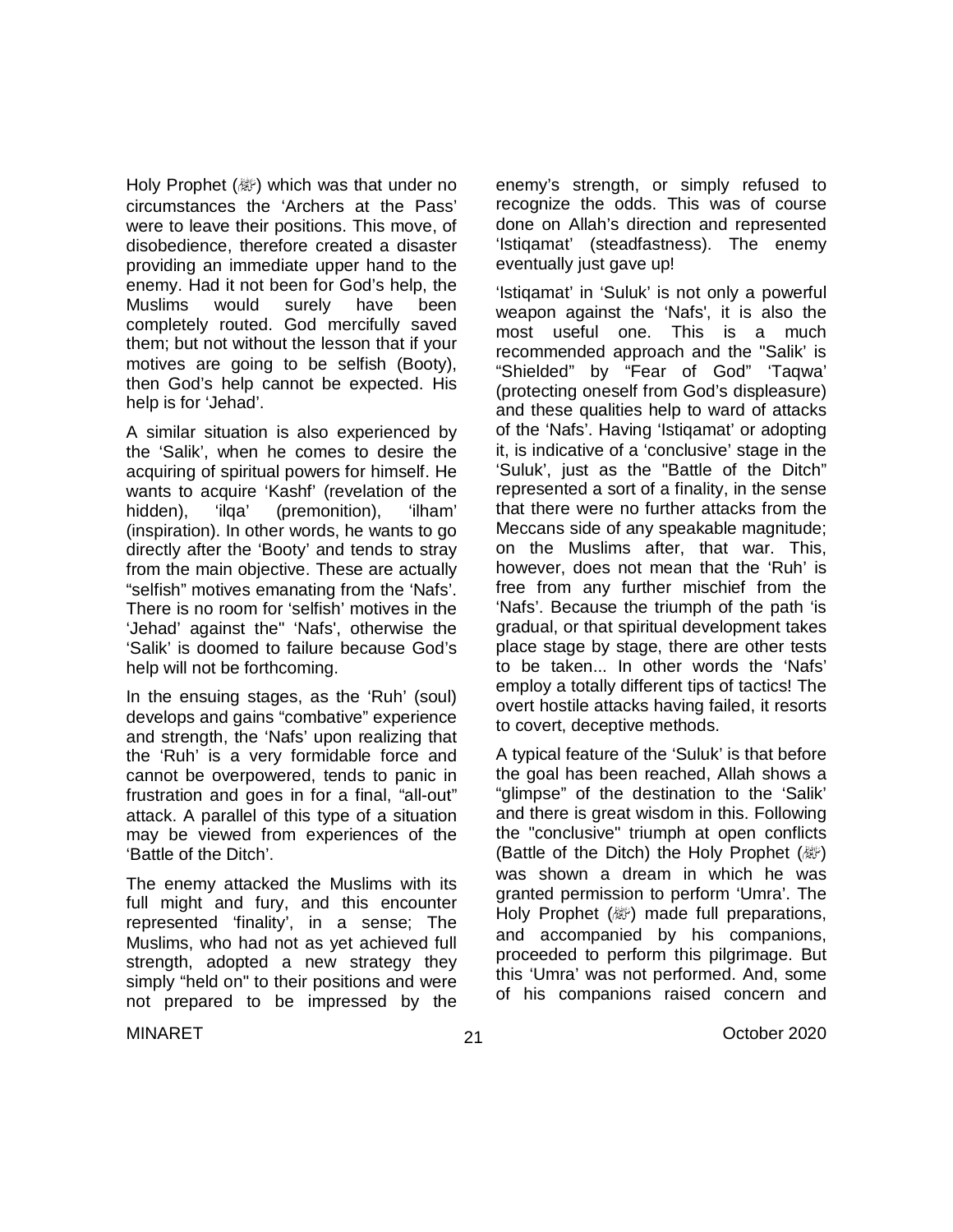Holy Prophet (ﷺ) which was that under no circumstances the 'Archers at the Pass' were to leave their positions. This move, of disobedience, therefore created a disaster providing an immediate upper hand to the enemy. Had it not been for God's help, the Muslims would surely have been completely routed. God mercifully saved them; but not without the lesson that if your motives are going to be selfish (Booty), then God's help cannot be expected. His help is for 'Jehad'.

A similar situation is also experienced by the 'Salik', when he comes to desire the acquiring of spiritual powers for himself. He wants to acquire 'Kashf' (revelation of the hidden), 'ilqa' (premonition), 'ilham' (inspiration). In other words, he wants to go directly after the 'Booty' and tends to stray from the main objective. These are actually "selfish" motives emanating from the 'Nafs'. There is no room for 'selfish' motives in the 'Jehad' against the" 'Nafs', otherwise the 'Salik' is doomed to failure because God's help will not be forthcoming.

In the ensuing stages, as the 'Ruh' (soul) develops and gains "combative" experience and strength, the 'Nafs' upon realizing that the 'Ruh' is a very formidable force and cannot be overpowered, tends to panic in frustration and goes in for a final, "all-out" attack. A parallel of this type of a situation may be viewed from experiences of the 'Battle of the Ditch'.

The enemy attacked the Muslims with its full might and fury, and this encounter represented 'finality', in a sense; The Muslims, who had not as yet achieved full strength, adopted a new strategy they simply "held on" to their positions and were not prepared to be impressed by the enemy's strength, or simply refused to recognize the odds. This was of course done on Allah's direction and represented 'Istiqamat' (steadfastness). The enemy eventually just gave up!

'Istiqamat' in 'Suluk' is not only a powerful weapon against the 'Nafs', it is also the most useful one. This is a much recommended approach and the "Salik' is "Shielded" by "Fear of God" 'Taqwa' (protecting oneself from God's displeasure) and these qualities help to ward of attacks of the 'Nafs'. Having 'Istiqamat' or adopting it, is indicative of a 'conclusive' stage in the 'Suluk', just as the "Battle of the Ditch" represented a sort of a finality, in the sense that there were no further attacks from the Meccans side of any speakable magnitude; on the Muslims after, that war. This, however, does not mean that the 'Ruh' is free from any further mischief from the 'Nafs'. Because the triumph of the path 'is gradual, or that spiritual development takes place stage by stage, there are other tests to be taken... In other words the 'Nafs' employ a totally different tips of tactics! The overt hostile attacks having failed, it resorts to covert, deceptive methods.

A typical feature of the 'Suluk' is that before the goal has been reached, Allah shows a "glimpse" of the destination to the 'Salik' and there is great wisdom in this. Following the "conclusive" triumph at open conflicts (Battle of the Ditch) the Holy Prophet (ﷺ) was shown a dream in which he was granted permission to perform 'Umra'. The Holy Prophet (ﷺ) made full preparations, and accompanied by his companions, proceeded to perform this pilgrimage. But this 'Umra' was not performed. And, some of his companions raised concern and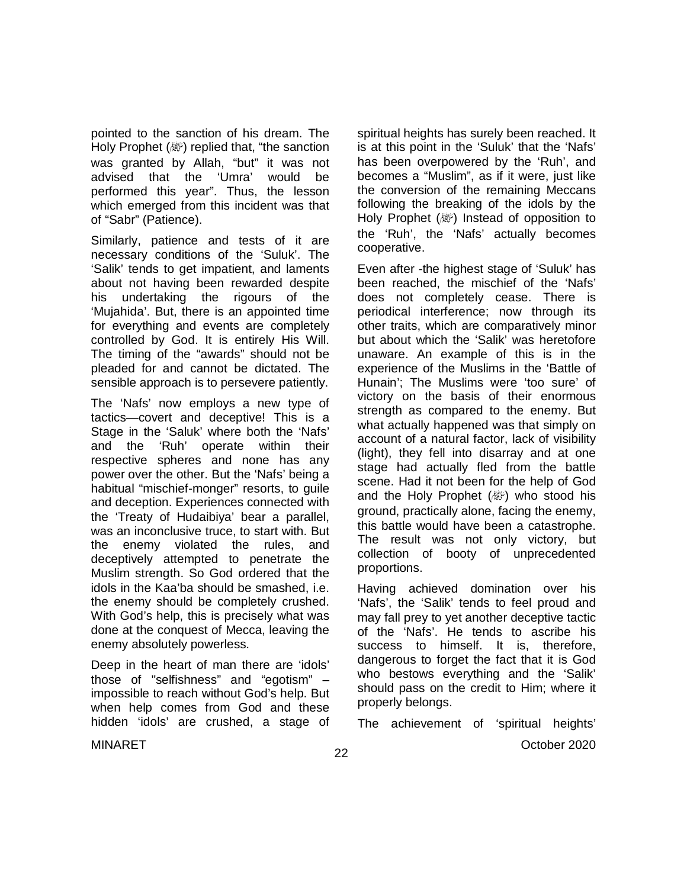pointed to the sanction of his dream. The Holy Prophet (ﷺ) replied that, "the sanction was granted by Allah, "but" it was not advised that the 'Umra' would be performed this year". Thus, the lesson which emerged from this incident was that of "Sabr" (Patience).

Similarly, patience and tests of it are necessary conditions of the 'Suluk'. The 'Salik' tends to get impatient, and laments about not having been rewarded despite his undertaking the rigours of the 'Mujahida'. But, there is an appointed time for everything and events are completely controlled by God. It is entirely His Will. The timing of the "awards" should not be pleaded for and cannot be dictated. The sensible approach is to persevere patiently.

The 'Nafs' now employs a new type of tactics—covert and deceptive! This is a Stage in the 'Saluk' where both the 'Nafs' and the 'Ruh' operate within their respective spheres and none has any power over the other. But the 'Nafs' being a habitual "mischief-monger" resorts, to guile and deception. Experiences connected with the 'Treaty of Hudaibiya' bear a parallel, was an inconclusive truce, to start with. But the enemy violated the rules, and deceptively attempted to penetrate the Muslim strength. So God ordered that the idols in the Kaa'ba should be smashed, i.e. the enemy should be completely crushed. With God's help, this is precisely what was done at the conquest of Mecca, leaving the enemy absolutely powerless.

Deep in the heart of man there are 'idols' those of "selfishness" and "egotism" – impossible to reach without God's help. But when help comes from God and these hidden 'idols' are crushed, a stage of spiritual heights has surely been reached. It is at this point in the 'Suluk' that the 'Nafs' has been overpowered by the 'Ruh', and becomes a "Muslim", as if it were, just like the conversion of the remaining Meccans following the breaking of the idols by the Holy Prophet (ﷺ) Instead of opposition to the 'Ruh', the 'Nafs' actually becomes cooperative.

Even after -the highest stage of 'Suluk' has been reached, the mischief of the 'Nafs' does not completely cease. There is periodical interference; now through its other traits, which are comparatively minor but about which the 'Salik' was heretofore unaware. An example of this is in the experience of the Muslims in the 'Battle of Hunain'; The Muslims were 'too sure' of victory on the basis of their enormous strength as compared to the enemy. But what actually happened was that simply on account of a natural factor, lack of visibility (light), they fell into disarray and at one stage had actually fled from the battle scene. Had it not been for the help of God and the Holy Prophet (ﷺ) who stood his ground, practically alone, facing the enemy, this battle would have been a catastrophe. The result was not only victory, but collection of booty of unprecedented proportions.

Having achieved domination over his 'Nafs', the 'Salik' tends to feel proud and may fall prey to yet another deceptive tactic of the 'Nafs'. He tends to ascribe his success to himself. It is, therefore, dangerous to forget the fact that it is God who bestows everything and the 'Salik' should pass on the credit to Him; where it properly belongs.

The achievement of 'spiritual heights'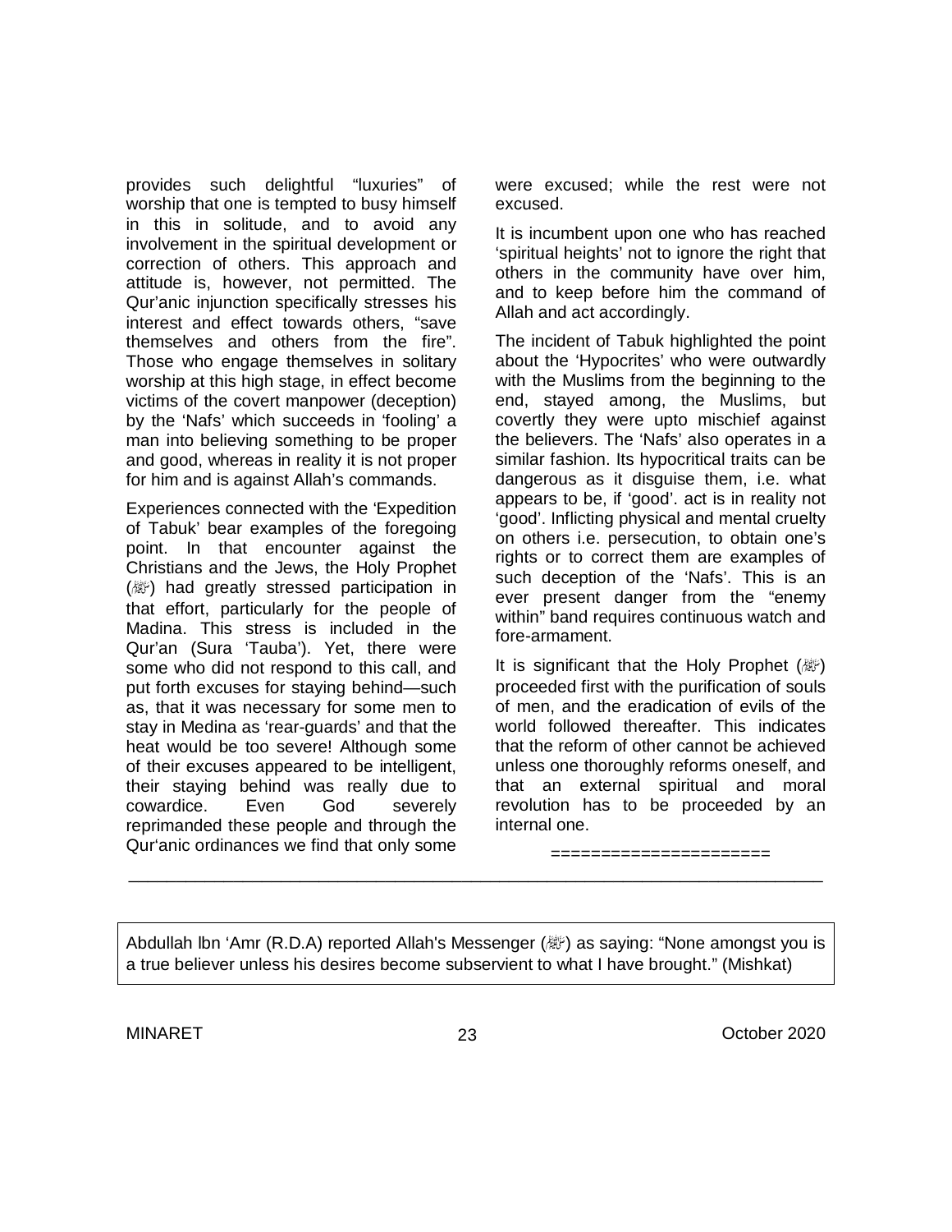provides such delightful "luxuries" of worship that one is tempted to busy himself in this in solitude, and to avoid any involvement in the spiritual development or correction of others. This approach and attitude is, however, not permitted. The Qur'anic injunction specifically stresses his interest and effect towards others, "save themselves and others from the fire". Those who engage themselves in solitary worship at this high stage, in effect become victims of the covert manpower (deception) by the 'Nafs' which succeeds in 'fooling' a man into believing something to be proper and good, whereas in reality it is not proper for him and is against Allah's commands.

Experiences connected with the 'Expedition of Tabuk' bear examples of the foregoing point. In that encounter against the Christians and the Jews, the Holy Prophet (ﷺ) had greatly stressed participation in that effort, particularly for the people of Madina. This stress is included in the Qur'an (Sura 'Tauba'). Yet, there were some who did not respond to this call, and put forth excuses for staying behind—such as, that it was necessary for some men to stay in Medina as 'rear-guards' and that the heat would be too severe! Although some of their excuses appeared to be intelligent, their staying behind was really due to cowardice. Even God severely reprimanded these people and through the Qur'anic ordinances we find that only some were excused; while the rest were not excused.

It is incumbent upon one who has reached 'spiritual heights' not to ignore the right that others in the community have over him, and to keep before him the command of Allah and act accordingly.

The incident of Tabuk highlighted the point about the 'Hypocrites' who were outwardly with the Muslims from the beginning to the end, stayed among, the Muslims, but covertly they were upto mischief against the believers. The 'Nafs' also operates in a similar fashion. Its hypocritical traits can be dangerous as it disguise them, i.e. what appears to be, if 'good'. act is in reality not 'good'. Inflicting physical and mental cruelty on others i.e. persecution, to obtain one's rights or to correct them are examples of such deception of the 'Nafs'. This is an ever present danger from the "enemy within" band requires continuous watch and fore-armament.

It is significant that the Holy Prophet (ﷺ) proceeded first with the purification of souls of men, and the eradication of evils of the world followed thereafter. This indicates that the reform of other cannot be achieved unless one thoroughly reforms oneself, and that an external spiritual and moral revolution has to be proceeded by an internal one.

======================

---

Abdullah Ibn 'Amr (R.D.A) reported Allah's Messenger (ﷺ) as saying: "None amongst you is a true believer unless his desires become subservient to what I have brought." (Mishkat)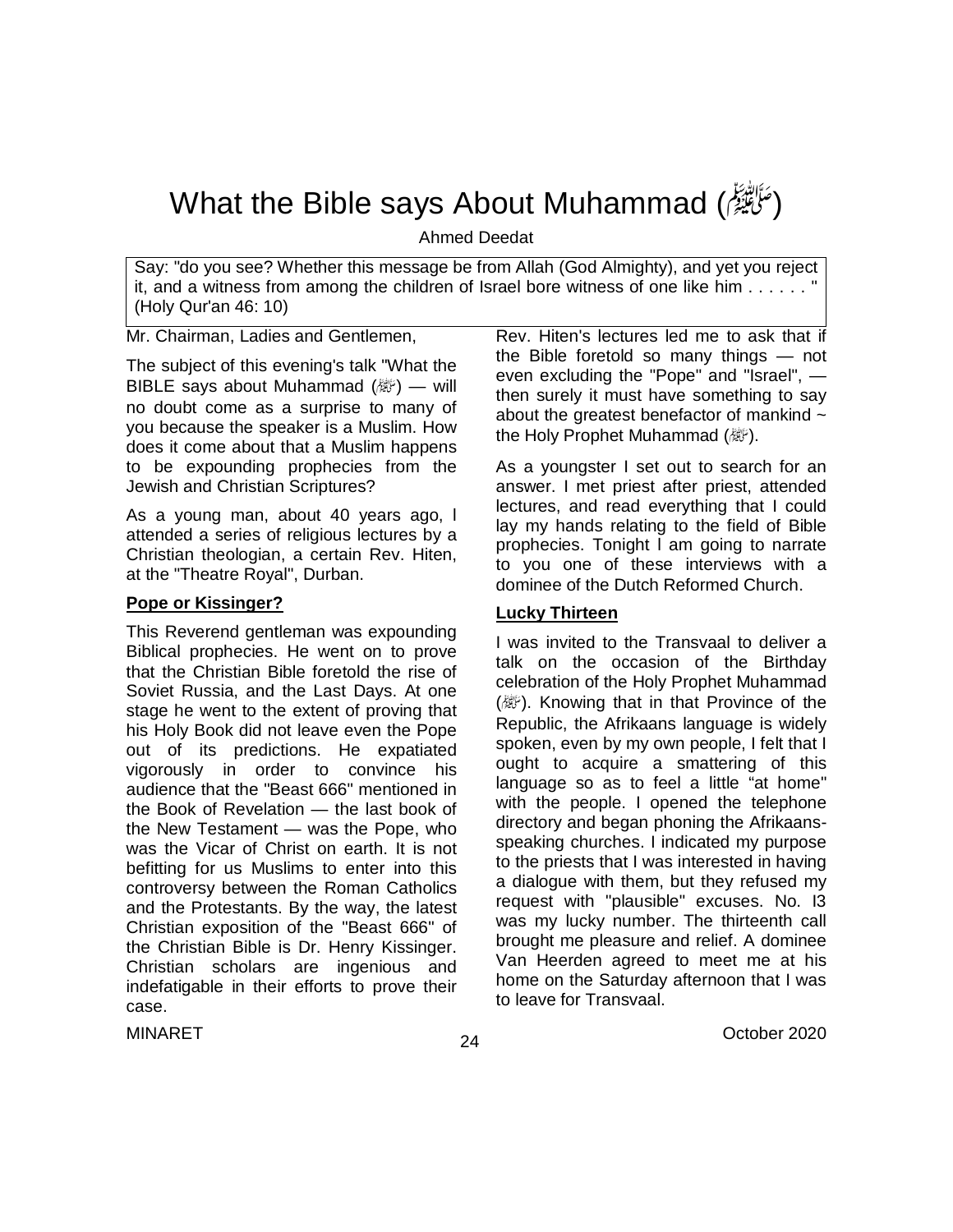# What the Bible says About Muhammad (ﷺ)

Ahmed Deedat

> Say: "do you see? Whether this message be from Allah (God Almighty), and yet you reject it, and a witness from among the children of Israel bore witness of one like him . . . . . . " (Holy Qur'an 46: 10)

Mr. Chairman, Ladies and Gentlemen,

The subject of this evening's talk "What the BIBLE says about Muhammad (ﷺ) — will no doubt come as a surprise to many of you because the speaker is a Muslim. How does it come about that a Muslim happens to be expounding prophecies from the Jewish and Christian Scriptures?

As a young man, about 40 years ago, I attended a series of religious lectures by a Christian theologian, a certain Rev. Hiten, at the "Theatre Royal", Durban.

**Pope or Kissinger?**

This Reverend gentleman was expounding Biblical prophecies. He went on to prove that the Christian Bible foretold the rise of Soviet Russia, and the Last Days. At one stage he went to the extent of proving that his Holy Book did not leave even the Pope out of its predictions. He expatiated vigorously in order to convince his audience that the "Beast 666" mentioned in the Book of Revelation — the last book of the New Testament — was the Pope, who was the Vicar of Christ on earth. It is not befitting for us Muslims to enter into this controversy between the Roman Catholics and the Protestants. By the way, the latest Christian exposition of the "Beast 666" of the Christian Bible is Dr. Henry Kissinger. Christian scholars are ingenious and indefatigable in their efforts to prove their case.

Rev. Hiten's lectures led me to ask that if the Bible foretold so many things — not even excluding the "Pope" and "Israel", — then surely it must have something to say about the greatest benefactor of mankind ~ the Holy Prophet Muhammad (ﷺ).

As a youngster I set out to search for an answer. I met priest after priest, attended lectures, and read everything that I could lay my hands relating to the field of Bible prophecies. Tonight I am going to narrate to you one of these interviews with a dominee of the Dutch Reformed Church.

**Lucky Thirteen**

I was invited to the Transvaal to deliver a talk on the occasion of the Birthday celebration of the Holy Prophet Muhammad (ﷺ). Knowing that in that Province of the Republic, the Afrikaans language is widely spoken, even by my own people, I felt that I ought to acquire a smattering of this language so as to feel a little "at home" with the people. I opened the telephone directory and began phoning the Afrikaans-speaking churches. I indicated my purpose to the priests that I was interested in having a dialogue with them, but they refused my request with "plausible" excuses. No. I3 was my lucky number. The thirteenth call brought me pleasure and relief. A dominee Van Heerden agreed to meet me at his home on the Saturday afternoon that I was to leave for Transvaal.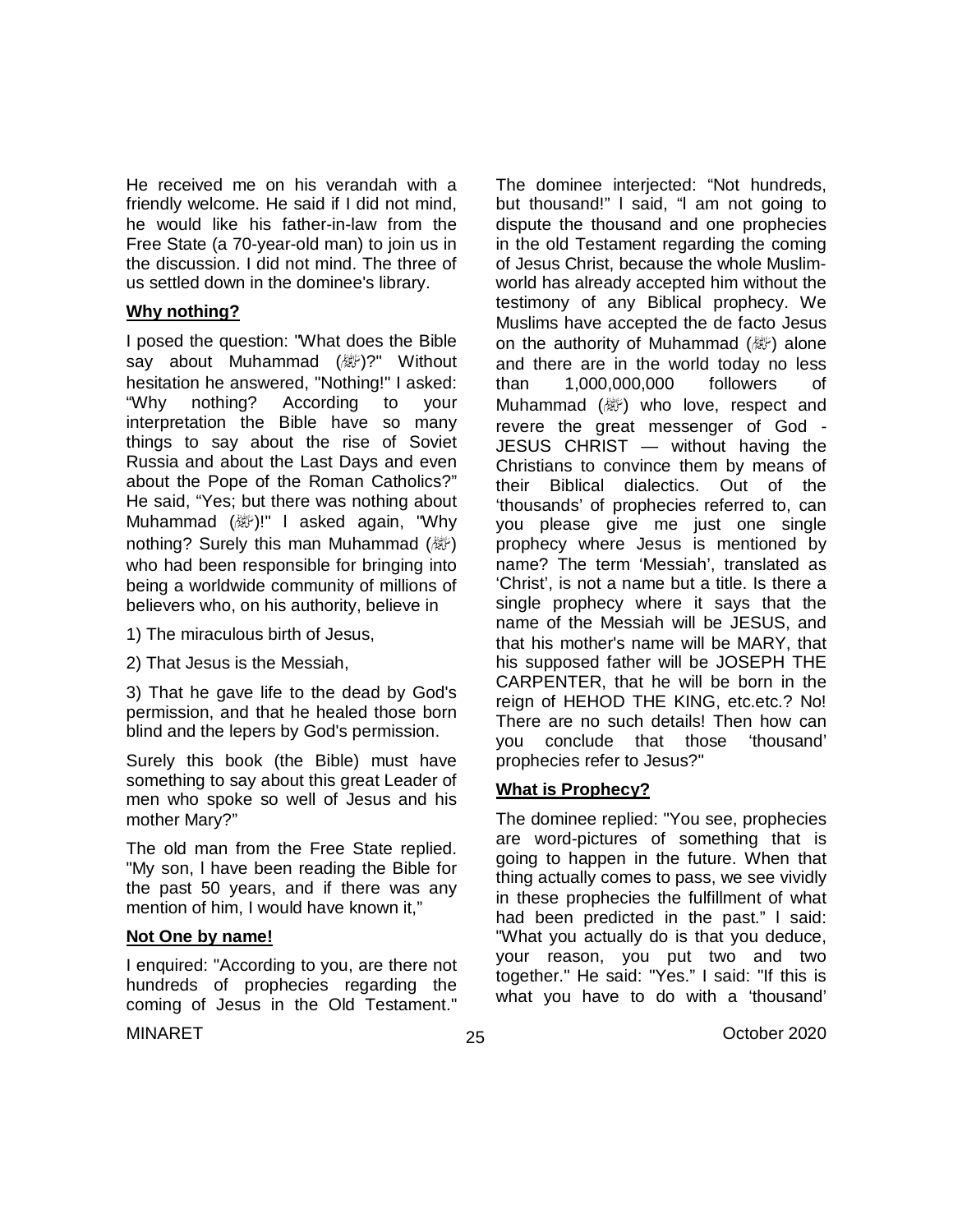He received me on his verandah with a friendly welcome. He said if I did not mind, he would like his father-in-law from the Free State (a 70-year-old man) to join us in the discussion. I did not mind. The three of us settled down in the dominee's library.

### Why nothing?

I posed the question: "What does the Bible say about Muhammad (ﷺ)?" Without hesitation he answered, "Nothing!" I asked: "Why nothing? According to your interpretation the Bible have so many things to say about the rise of Soviet Russia and about the Last Days and even about the Pope of the Roman Catholics?" He said, "Yes; but there was nothing about Muhammad (ﷺ)!" I asked again, "Why nothing? Surely this man Muhammad (ﷺ) who had been responsible for bringing into being a worldwide community of millions of believers who, on his authority, believe in

1) The miraculous birth of Jesus,

2) That Jesus is the Messiah,

3) That he gave life to the dead by God's permission, and that he healed those born blind and the lepers by God's permission.

Surely this book (the Bible) must have something to say about this great Leader of men who spoke so well of Jesus and his mother Mary?"

The old man from the Free State replied. "My son, I have been reading the Bible for the past 50 years, and if there was any mention of him, I would have known it,"

### Not One by name!

I enquired: "According to you, are there not hundreds of prophecies regarding the coming of Jesus in the Old Testament." The dominee interjected: "Not hundreds, but thousand!" I said, "I am not going to dispute the thousand and one prophecies in the old Testament regarding the coming of Jesus Christ, because the whole Muslim-world has already accepted him without the testimony of any Biblical prophecy. We Muslims have accepted the de facto Jesus on the authority of Muhammad (ﷺ) alone and there are in the world today no less than 1,000,000,000 followers of Muhammad (ﷺ) who love, respect and revere the great messenger of God - JESUS CHRIST — without having the Christians to convince them by means of their Biblical dialectics. Out of the 'thousands' of prophecies referred to, can you please give me just one single prophecy where Jesus is mentioned by name? The term 'Messiah', translated as 'Christ', is not a name but a title. Is there a single prophecy where it says that the name of the Messiah will be JESUS, and that his mother's name will be MARY, that his supposed father will be JOSEPH THE CARPENTER, that he will be born in the reign of HEHOD THE KING, etc.etc.? No! There are no such details! Then how can you conclude that those 'thousand' prophecies refer to Jesus?"

### What is Prophecy?

The dominee replied: "You see, prophecies are word-pictures of something that is going to happen in the future. When that thing actually comes to pass, we see vividly in these prophecies the fulfillment of what had been predicted in the past." I said: "What you actually do is that you deduce, your reason, you put two and two together." He said: "Yes." I said: "If this is what you have to do with a 'thousand'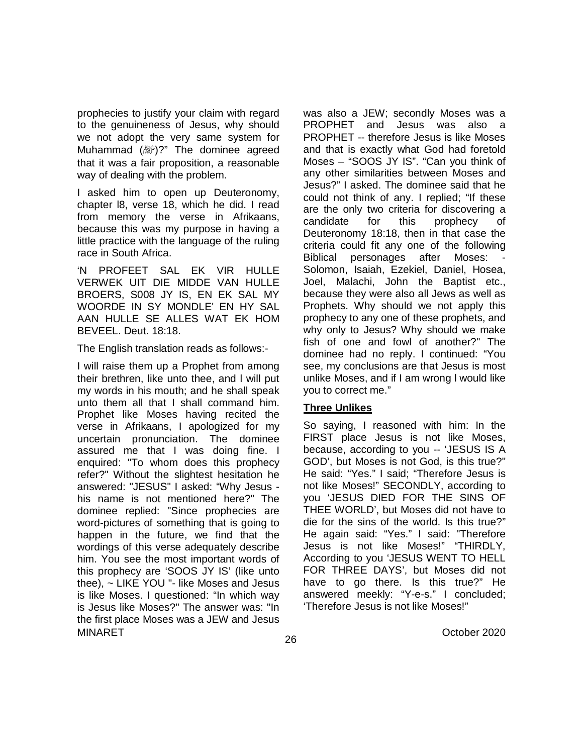prophecies to justify your claim with regard to the genuineness of Jesus, why should we not adopt the very same system for Muhammad (ﷺ)?" The dominee agreed that it was a fair proposition, a reasonable way of dealing with the problem.

I asked him to open up Deuteronomy, chapter l8, verse 18, which he did. I read from memory the verse in Afrikaans, because this was my purpose in having a little practice with the language of the ruling race in South Africa.

'N PROFEET SAL EK VIR HULLE VERWEK UIT DIE MIDDE VAN HULLE BROERS, S008 JY IS, EN EK SAL MY WOORDE IN SY MONDLE' EN HY SAL AAN HULLE SE ALLES WAT EK HOM BEVEEL. Deut. 18:18.

The English translation reads as follows:-

I will raise them up a Prophet from among their brethren, like unto thee, and I will put my words in his mouth; and he shall speak unto them all that I shall command him. Prophet like Moses having recited the verse in Afrikaans, I apologized for my uncertain pronunciation. The dominee assured me that I was doing fine. I enquired: "To whom does this prophecy refer?" Without the slightest hesitation he answered: "JESUS" I asked: "Why Jesus - his name is not mentioned here?" The dominee replied: "Since prophecies are word-pictures of something that is going to happen in the future, we find that the wordings of this verse adequately describe him. You see the most important words of this prophecy are 'SOOS JY IS' (like unto thee), ~ LIKE YOU "- like Moses and Jesus is like Moses. I questioned: "In which way is Jesus like Moses?" The answer was: "In the first place Moses was a JEW and Jesus was also a JEW; secondly Moses was a PROPHET and Jesus was also a PROPHET -- therefore Jesus is like Moses and that is exactly what God had foretold Moses – "SOOS JY IS". "Can you think of any other similarities between Moses and Jesus?" I asked. The dominee said that he could not think of any. I replied; "If these are the only two criteria for discovering a candidate for this prophecy of Deuteronomy 18:18, then in that case the criteria could fit any one of the following Biblical personages after Moses: - Solomon, Isaiah, Ezekiel, Daniel, Hosea, Joel, Malachi, John the Baptist etc., because they were also all Jews as well as Prophets. Why should we not apply this prophecy to any one of these prophets, and why only to Jesus? Why should we make fish of one and fowl of another?" The dominee had no reply. I continued: "You see, my conclusions are that Jesus is most unlike Moses, and if I am wrong I would like you to correct me."

**Three Unlikes**

So saying, I reasoned with him: In the FIRST place Jesus is not like Moses, because, according to you -- 'JESUS IS A GOD', but Moses is not God, is this true?" He said: "Yes." I said; "Therefore Jesus is not like Moses!" SECONDLY, according to you 'JESUS DIED FOR THE SINS OF THEE WORLD', but Moses did not have to die for the sins of the world. Is this true?" He again said: "Yes." I said: "Therefore Jesus is not like Moses!" "THIRDLY, According to you 'JESUS WENT TO HELL FOR THREE DAYS', but Moses did not have to go there. Is this true?" He answered meekly: "Y-e-s." I concluded; 'Therefore Jesus is not like Moses!"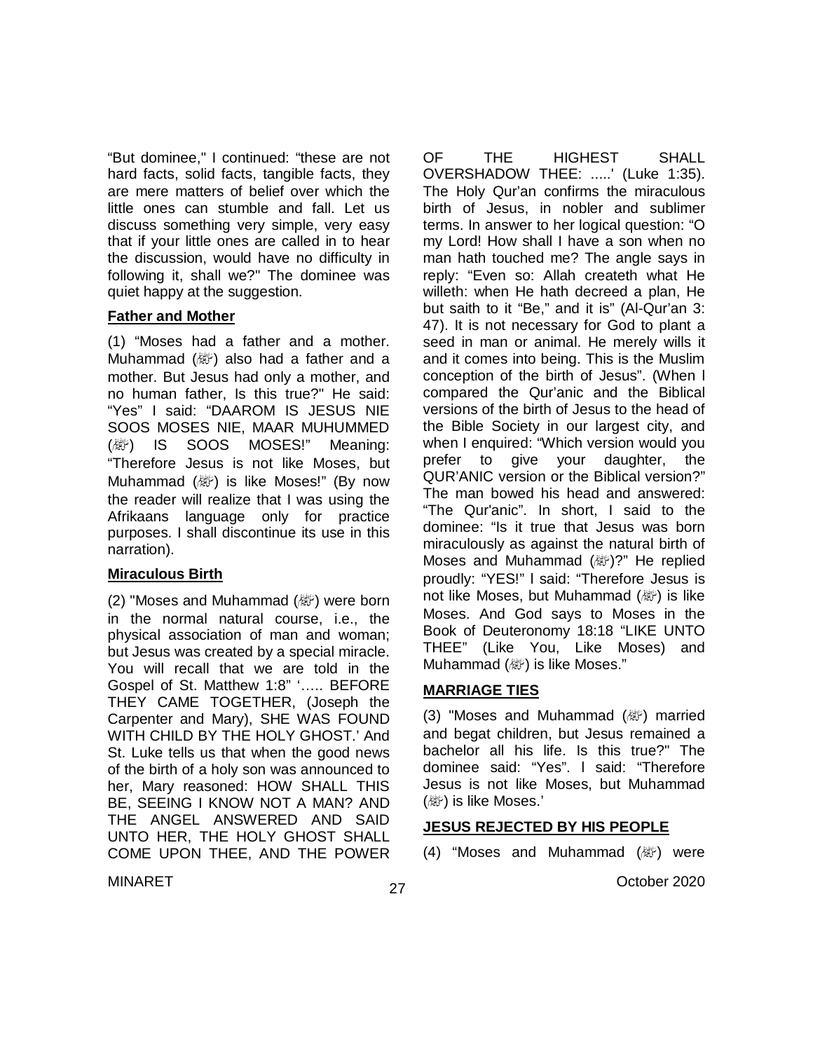"But dominee," I continued: "these are not hard facts, solid facts, tangible facts, they are mere matters of belief over which the little ones can stumble and fall. Let us discuss something very simple, very easy that if your little ones are called in to hear the discussion, would have no difficulty in following it, shall we?" The dominee was quiet happy at the suggestion.

**Father and Mother**

(1) "Moses had a father and a mother. Muhammad (ﷺ) also had a father and a mother. But Jesus had only a mother, and no human father, Is this true?" He said: "Yes" I said: "DAAROM IS JESUS NIE SOOS MOSES NIE, MAAR MUHUMMED (ﷺ) IS SOOS MOSES!" Meaning: "Therefore Jesus is not like Moses, but Muhammad (ﷺ) is like Moses!" (By now the reader will realize that I was using the Afrikaans language only for practice purposes. I shall discontinue its use in this narration).

**Miraculous Birth**

(2) "Moses and Muhammad (ﷺ) were born in the normal natural course, i.e., the physical association of man and woman; but Jesus was created by a special miracle. You will recall that we are told in the Gospel of St. Matthew 1:8" '….. BEFORE THEY CAME TOGETHER, (Joseph the Carpenter and Mary), SHE WAS FOUND WITH CHILD BY THE HOLY GHOST.' And St. Luke tells us that when the good news of the birth of a holy son was announced to her, Mary reasoned: HOW SHALL THIS BE, SEEING I KNOW NOT A MAN? AND THE ANGEL ANSWERED AND SAID UNTO HER, THE HOLY GHOST SHALL COME UPON THEE, AND THE POWER OF THE HIGHEST SHALL OVERSHADOW THEE: .....' (Luke 1:35). The Holy Qur'an confirms the miraculous birth of Jesus, in nobler and sublimer terms. In answer to her logical question: "O my Lord! How shall I have a son when no man hath touched me? The angle says in reply: "Even so: Allah createth what He willeth: when He hath decreed a plan, He but saith to it "Be," and it is" (Al-Qur'an 3: 47). It is not necessary for God to plant a seed in man or animal. He merely wills it and it comes into being. This is the Muslim conception of the birth of Jesus". (When I compared the Qur'anic and the Biblical versions of the birth of Jesus to the head of the Bible Society in our largest city, and when I enquired: "Which version would you prefer to give your daughter, the QUR'ANIC version or the Biblical version?" The man bowed his head and answered: "The Qur'anic". In short, I said to the dominee: "Is it true that Jesus was born miraculously as against the natural birth of Moses and Muhammad (ﷺ)?" He replied proudly: "YES!" I said: "Therefore Jesus is not like Moses, but Muhammad (ﷺ) is like Moses. And God says to Moses in the Book of Deuteronomy 18:18 "LIKE UNTO THEE" (Like You, Like Moses) and Muhammad (ﷺ) is like Moses."

**MARRIAGE TIES**

(3) "Moses and Muhammad (ﷺ) married and begat children, but Jesus remained a bachelor all his life. Is this true?" The dominee said: "Yes". I said: "Therefore Jesus is not like Moses, but Muhammad (ﷺ) is like Moses.'

**JESUS REJECTED BY HIS PEOPLE**

(4) "Moses and Muhammad (ﷺ) were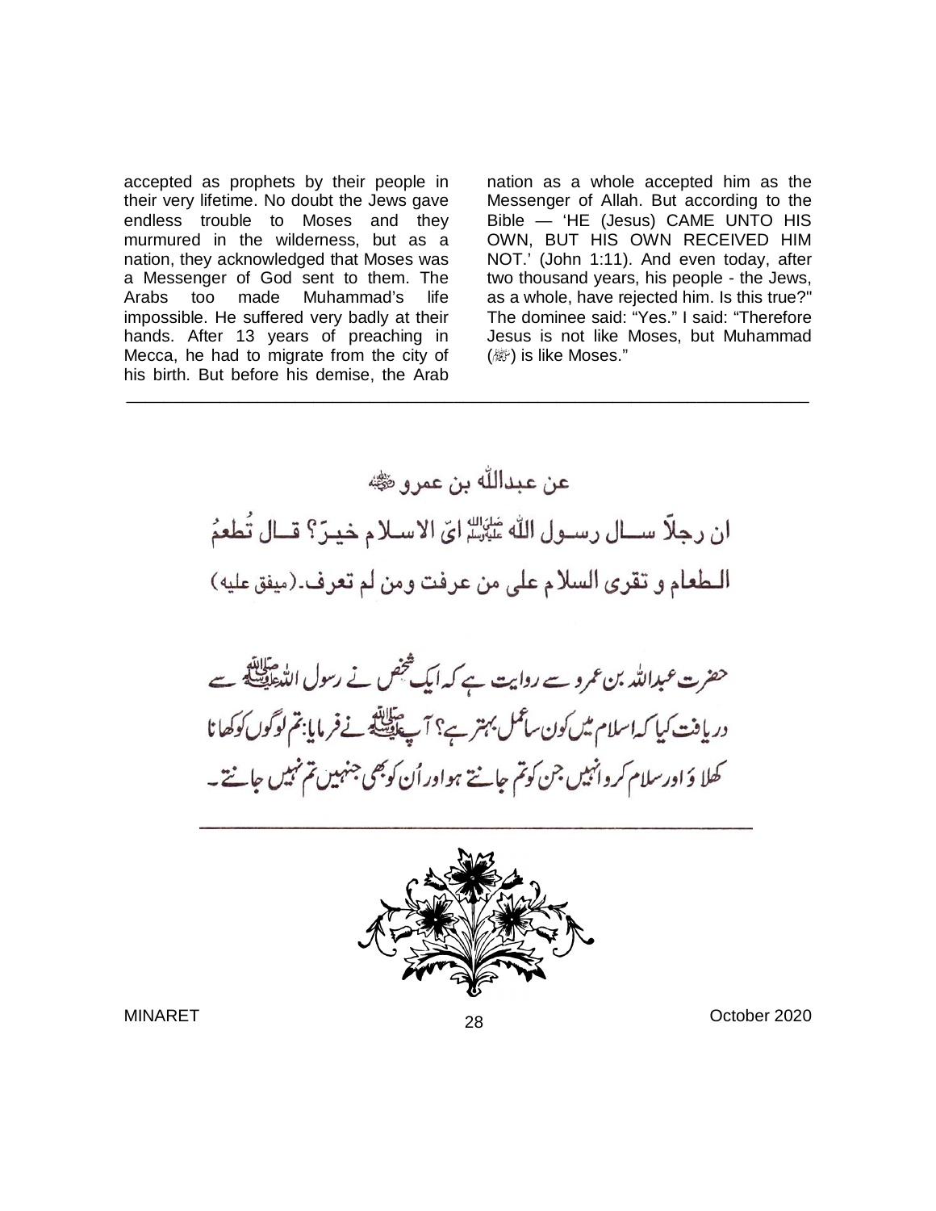accepted as prophets by their people in their very lifetime. No doubt the Jews gave endless trouble to Moses and they murmured in the wilderness, but as a nation, they acknowledged that Moses was a Messenger of God sent to them. The Arabs too made Muhammad's life impossible. He suffered very badly at their hands. After 13 years of preaching in Mecca, he had to migrate from the city of his birth. But before his demise, the Arab nation as a whole accepted him as the Messenger of Allah. But according to the Bible — 'HE (Jesus) CAME UNTO HIS OWN, BUT HIS OWN RECEIVED HIM NOT.' (John 1:11). And even today, after two thousand years, his people - the Jews, as a whole, have rejected him. Is this true?" The dominee said: "Yes." I said: "Therefore Jesus is not like Moses, but Muhammad (ﷺ) is like Moses."

---

عن عبداللّٰه بن عمرو رضی اللہ عنہ

ان رجلاً سأل رسول اللّٰه ﷺ ایّ الاسلام خیرٌ؟ قال تُطعمُ الطعام و تقرئ السلام علی من عرفت ومن لم تعرف۔(متفق علیه)

حضرت عبداللہ بن عمرو سے روایت ہے کہ ایک شخص نے رسول اللہ ﷺ سے دریافت کیا کہ اسلام میں کون سا عمل بہتر ہے؟ آپ ﷺ نے فرمایا: تم لوگوں کو کھانا کھلاؤ اور سلام کرو انہیں جن کو تم جانتے ہو اور اُن کو بھی جنہیں تم نہیں جانتے۔

---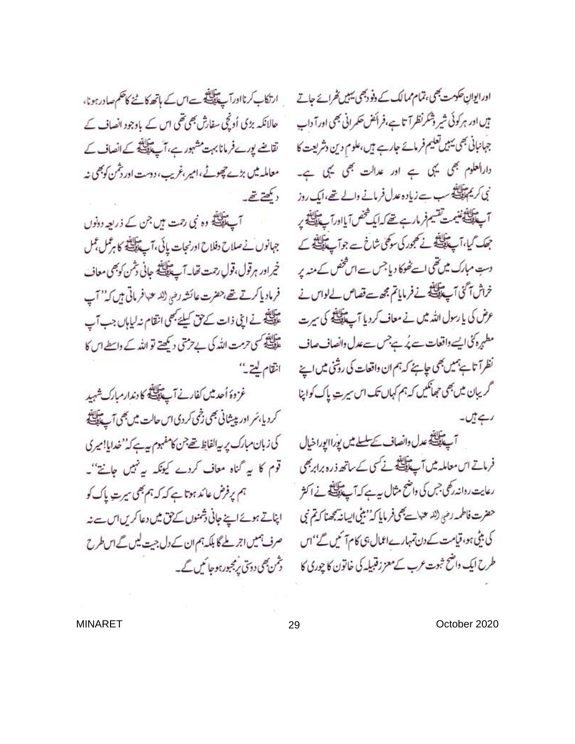اور ایوانِ حکومت بھی، تمام ممالک کے وفود بھی یہیں ٹھرائے جاتے ہیں اور ہر کوئی شیر وشکر نظر آتا ہے، فرائض حکمرانی بھی اور آدابِ جہانبانی بھی یہیں تعلیم فرمائے جارہے ہیں، علومِ دین وشریعت کا دارالعلوم بھی یہی ہے اور عدالت بھی یہی ہے۔ نبی کریم ﷺ سب سے زیادہ عدل فرمانے والے تھے، ایک روز آپ ﷺ غنیمت تقسیم فرمارہے تھے کہ ایک شخص آیا اور آپ ﷺ پر جھک گیا، آپ ﷺ نے کھجور کی سوکھی شاخ سے جو آپ ﷺ کے دستِ مبارک میں تھی اسے ٹھوکا دیا جس سے اس شخص کے منہ پر خراش آ گئی آپ ﷺ نے فرمایا تم مجھ سے قصاص لے لو اس نے عرض کی یا رسول اللہ میں نے معاف کر دیا آپ ﷺ کی سیرت مطہرہ کئی ایسے واقعات سے پُر ہے جس سے عدل وانصاف صاف نظر آتا ہے ہمیں بھی چاہئے کہ ہم ان واقعات کی روشنی میں اپنے گریبان میں بھی جھانکیں کہ ہم کہاں تک اس سیرتِ پاک کو اپنا رہے ہیں۔

آپ ﷺ عدل وانصاف کے سلسلے میں پورا پورا خیال فرماتے اس معاملہ میں آپ ﷺ نے کسی کے ساتھ ذرہ برابر بھی رعایت روا نہ رکھی جس کی واضح مثال یہ ہے کہ آپ ﷺ نے اکثر حضرت فاطمہ رضی اللہ عنہا سے بھی فرمایا کہ "بیٹی ایسا نہ سمجھنا کہ تم نبی کی بیٹی ہو، قیامت کے دن تمہارے اعمال ہی کام آئیں گے" اس طرح ایک واضح ثبوت عرب کے معزز قبیلہ کی خاتون کا چوری کا ارتکاب کرنا اور آپ ﷺ سے اس کے ہاتھ کاٹنے کا حکم صادر ہونا، حالانکہ بڑی اُونچی سفارش بھی تھی اس کے باوجود انصاف کے تقاضے پورے فرمانا بہت مشہور ہے، آپ ﷺ کے انصاف کے معاملہ میں بڑے چھوٹے، امیر، غریب، دوست اور دشمن کو بھی نہ دیکھتے تھے۔

آپ ﷺ وہ نبی رحمت ہیں جن کے ذریعہ دونوں جہانوں نے صلاح وفلاح اور نجات پائی، آپ ﷺ کا ہر عمل، عمل خیر اور ہر قول، قولِ رحمت تھا۔ آپ ﷺ جانی دشمن کو بھی معاف فرمادیا کرتے تھے، حضرت عائشہ رضی اللہ عنہا فرماتی ہیں کہ "آپ ﷺ نے اپنی ذات کے حق کیلئے کبھی انتقام نہ لیا ہاں جب آپ ﷺ کسی حرمت اللہ کی بے حرمتی دیکھتے تو اللہ کے واسطے اس کا انتقام لیتے۔"

غزوۂ اُحد میں کفار نے آپ ﷺ کا دندار مبارک شہید کر دیا، سَر اور پیشانی بھی زخمی کر دی اس حالت میں بھی آپ ﷺ کی زبان مبارک پر یہ الفاظ تھے جن کا مفہوم یہ ہے کہ "خدایا! میری قوم کا یہ گناہ معاف کردے کیونکہ یہ نہیں جانتے"۔

ہم پر فرض عائد ہوتا ہے کہ کہ ہم بھی سیرتِ پاک کو اپناتے ہوئے اپنے جانی دشمنوں کے حق میں دعا کریں اس سے نہ صرف ہمیں اجر ملے گا بلکہ ہم ان کے دل جیت لیں گے اس طرح دشمن بھی دوستی پر مجبور ہوجائیں گے۔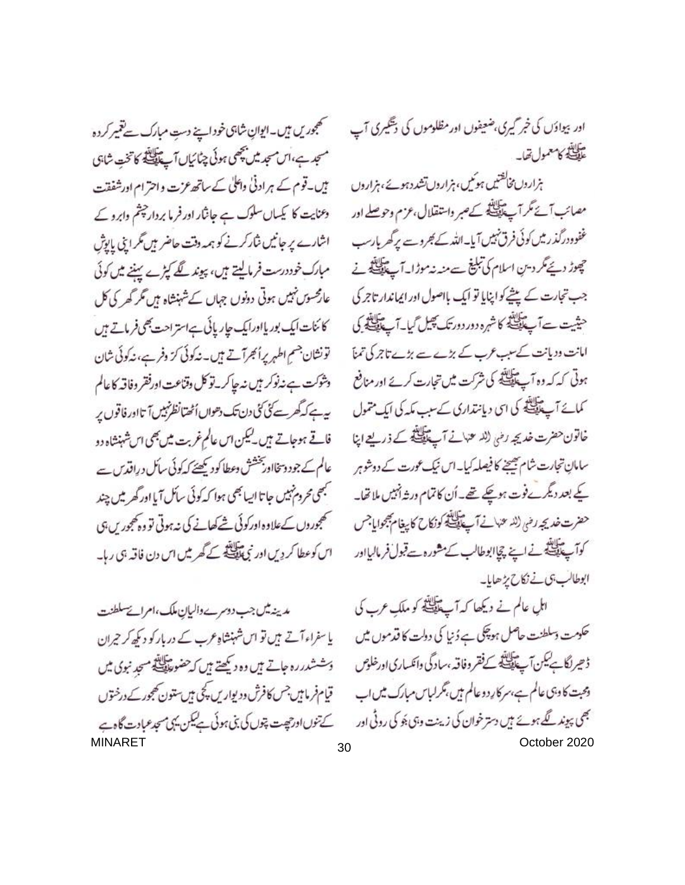اور بیواؤں کی خبر گیری، ضعیفوں اور مظلوموں کی دستگیری آپ ﷺ کا معمول تھا۔

ہزاروں مخالفتیں ہوئیں، ہزاروں تشدد ہوئے، ہزاروں مصائب آئے مگر آپ ﷺ کے صبر واستقلال، عزم وحوصلے اور عفو ودرگذر میں کوئی فرق نہیں آیا۔ اللہ کے بھروسے پر گھر بار سب چھوڑ دیئے مگر دینِ اسلام کی تبلیغ سے منہ نہ موڑا۔ آپ ﷺ نے جب تجارت کے پیشے کو اپنایا تو ایک بااصول اور ایماندار تاجر کی حیثیت سے آپ ﷺ کا شہرہ دور دور تک پھیل گیا۔ آپ ﷺ کی امانت ودیانت کے سبب عرب کے بڑے سے بڑے تاجر کی تمنا ہوتی کہ وہ آپ ﷺ کی شرکت میں تجارت کرے اور منافع کمائے آپ ﷺ کی اسی دیانتداری کے سبب مکہ کی ایک متمول خاتون حضرت خدیجہ رضی اللہ عنہا نے آپ ﷺ کے ذریعے اپنا سامانِ تجارت شام بھیجنے کا فیصلہ کیا۔ اس نیک عورت کے دو شوہر یکے بعد دیگرے فوت ہوچکے تھے۔ اُن کا تمام ورثہ انہیں ملا تھا۔ حضرت خدیجہ رضی اللہ عنہا نے آپ ﷺ کو نکاح کا پیغام بھجوایا جس کو آپ ﷺ نے اپنے چچا ابوطالب کے مشورہ سے قبول فرمالیا اور ابوطالب ہی نے نکاح پڑھایا۔

اہلِ عالم نے دیکھا کہ آپ ﷺ کو ملکِ عرب کی حکومت وسلطنت حاصل ہوچکی ہے دُنیا کی دولت کا قدموں میں ڈھیر لگا ہے لیکن آپ ﷺ کے فقر وفاقہ، سادگی وانکساری اور خلوص ومحبت کا وہی عالم ہے، سرکارِ دو عالم ہیں، مگر لباس مبارک میں اب بھی پیوند لگے ہوئے ہیں دسترخوان کی زینت وہی جَو کی روٹی اور کھجوریں ہیں۔ ایوانِ شاہی خود اپنے دستِ مبارک سے تعمیر کردہ مسجد ہے، اس مسجد میں بچھی ہوئی چٹائیاں آپ ﷺ کا تختِ شاہی ہیں۔ قوم کے ہر ادنیٰ واعلیٰ کے ساتھ عزت واحترام اور شفقت وعنایت کا یکساں سلوک ہے جانثار اور فرمابردار چشم وابرو کے اشارے پر جانیں نثار کرنے کو ہمہ وقت حاضر ہیں مگر اپنی پاپوش مبارک خود درست فرمالیتے ہیں، پیوند لگے کپڑے پہننے میں کوئی عار محسوس نہیں ہوتی دونوں جہاں کے شہنشاہ ہیں مگر گھر کی کل کائنات ایک بوریا اور ایک چارپائی ہے استراحت بھی فرماتے ہیں تو نشان جسمِ اطہر پر اُبھر آتے ہیں۔ نہ کوئی کر وفر ہے، نہ کوئی شان وشوکت ہے نہ نوکر ہیں نہ چاکر۔ توکل وقناعت اور فقر وفاقہ کا عالم یہ ہے کہ گھر سے کئی کئی دن تک دھواں اُٹھتا نظر نہیں آتا اور فاقوں پر فاقے ہوجاتے ہیں۔ لیکن اس عالمِ غربت میں بھی اس شہنشاہ دو عالم کے جود وسخا اور بخشش وعطا کو دیکھئے کہ کوئی سائل درِ اقدس سے کبھی محروم نہیں جاتا ایسا بھی ہوا کہ کوئی سائل آیا اور گھر میں چند کھجوروں کے علاوہ اور کوئی شے کھانے کی نہ ہوتی تو وہ کھجوریں ہی اس کو عطا کردیں اور نبی ﷺ کے گھر میں اس دن فاقہ ہی رہا۔

مدینہ میں جب دوسرے والیانِ ملک، امرائے سلطنت یا سفراء آتے ہیں تو اس شہنشاہِ عرب کے دربار کو دیکھ کر حیران وششدر رہ جاتے ہیں وہ دیکھتے ہیں کہ حضور ﷺ مسجدِ نبوی میں قیام فرما ہیں جس کا فرش ودیواریں کچی ہیں ستون کھجور کے درختوں کے تنوں اور چھت پتوں کی بنی ہوئی ہے لیکن یہی مسجد عبادت گاہ ہے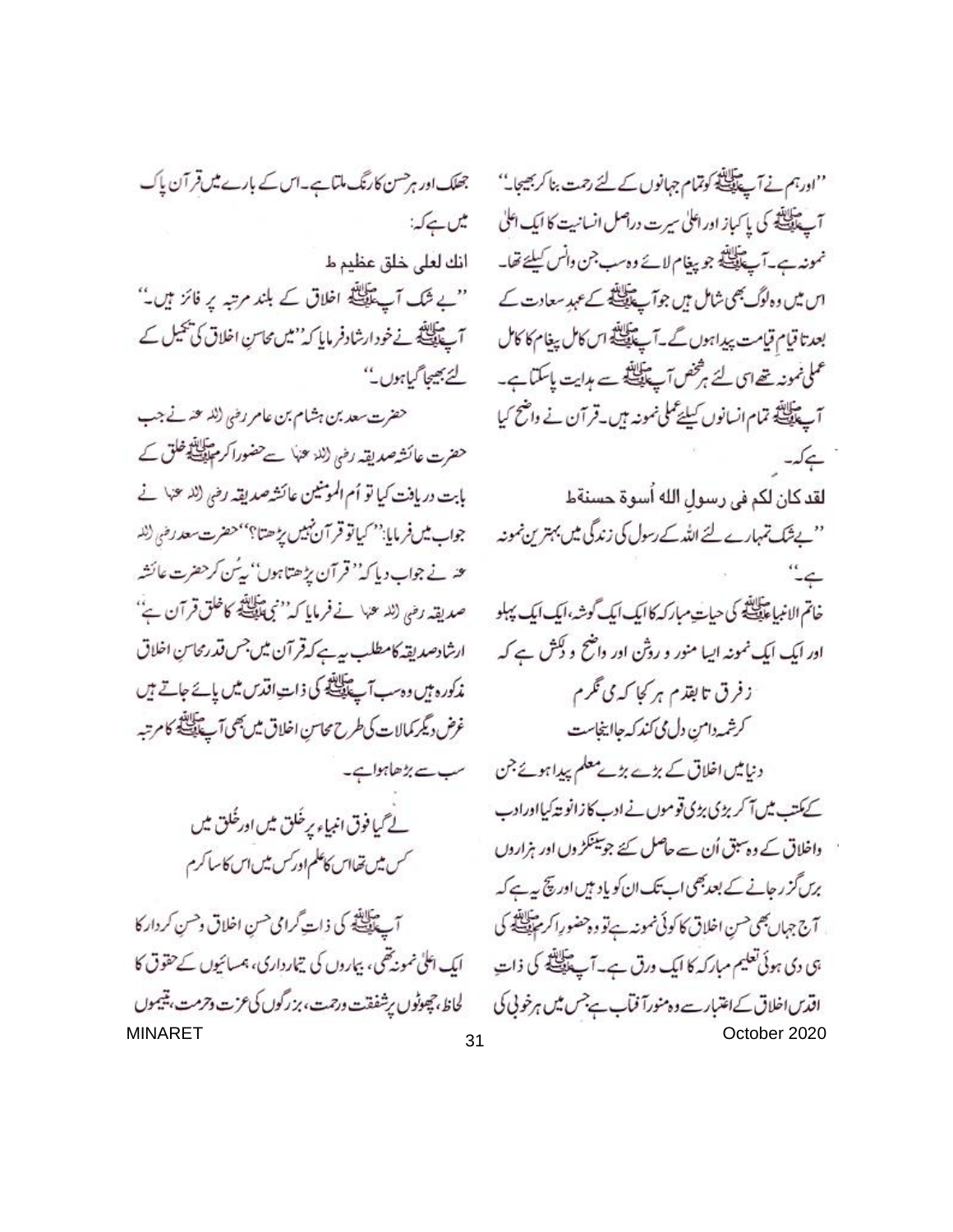''اور ہم نے آپ ﷺ کو تمام جہانوں کے لئے رحمت بنا کر بھیجا۔''

آپ ﷺ کی پاکباز اور اعلیٰ سیرت دراصل انسانیت کا ایک اعلیٰ نمونہ ہے۔ آپ ﷺ جو پیغام لائے وہ سب جن وانس کیلئے تھا۔ اس میں وہ لوگ بھی شامل ہیں جو آپ ﷺ کے عہدِ سعادت کے بعد تا قیامِ قیامت پیدا ہوں گے۔ آپ ﷺ اس کامل پیغام کا کامل عملی نمونہ تھے اسی لئے ہر شخص آپ ﷺ سے ہدایت پاسکتا ہے۔ آپ ﷺ تمام انسانوں کیلئے عملی نمونہ ہیں۔ قرآن نے واضح کیا ہے کہ۔

لقد کان لکم فی رسول الله أُسوة حسنة ط

''بے شک تمہارے لئے اللہ کے رسول کی زندگی میں بہترین نمونہ ہے۔''

خاتم الانبیاء ﷺ کی حیاتِ مبارکہ کا ایک ایک گوشہ، ایک ایک پہلو اور ایک ایک نمونہ ایسا منور و روشن اور واضح و دلکش ہے کہ

زفرق تا بقدم ہر کجا کہ می نگرم
کرشمہ دامنِ دل می کند کہ جا اینجاست

دنیا میں اخلاق کے بڑے بڑے معلم پیدا ہوئے جن کے مکتب میں آکر بڑی بڑی قوموں نے ادب کا زانو تہ کیا اور ادب واخلاق کے وہ سبق اُن سے حاصل کئے جو سینکڑوں اور ہزاروں برس گزر جانے کے بعد بھی اب تک ان کو یاد ہیں اور سچ یہ ہے کہ آج جہاں بھی حسنِ اخلاق کا کوئی نمونہ ہے تو وہ حضورِ اکرم ﷺ کی ہی دی ہوئی تعلیم مبارکہ کا ایک ورق ہے۔ آپ ﷺ کی ذاتِ اقدس اخلاق کے اعتبار سے وہ منور آفتاب ہے جس میں ہر خوبی کی جھلک اور ہر حسن کا رنگ ملتا ہے۔ اس کے بارے میں قرآن پاک میں ہے کہ:

انك لعلى خلق عظيم ط

''بے شک آپ ﷺ اخلاق کے بلند مرتبہ پر فائز ہیں۔''

آپ ﷺ نے خود ارشاد فرمایا کہ ''میں محاسنِ اخلاق کی تکمیل کے لئے بھیجا گیا ہوں۔''

حضرت سعد بن ہشام بن عامر رضی اللہ عنہ نے جب حضرت عائشہ صدیقہ رضی اللہ عنہا سے حضورِ اکرم ﷺ خلق کے بابت دریافت کیا تو اُم المومنین عائشہ صدیقہ رضی اللہ عنہا نے جواب میں فرمایا: ''کیا تو قرآن نہیں پڑھتا؟'' حضرت سعد رضی اللہ عنہ نے جواب دیا کہ ''قرآن پڑھتا ہوں'' یہ سُن کر حضرت عائشہ صدیقہ رضی اللہ عنہا نے فرمایا کہ ''نبی ﷺ کا خلق قرآن ہے'' ارشادِ صدیقہ کا مطلب یہ ہے کہ قرآن میں جس قدر محاسنِ اخلاق مذکورہ ہیں وہ سب آپ ﷺ کی ذاتِ اقدس میں پائے جاتے ہیں غرض دیگر کمالات کی طرح محاسنِ اخلاق میں بھی آپ ﷺ کا مرتبہ سب سے بڑھا ہوا ہے۔

لے گیا فوق انبیاء پر خَلق میں اور خُلق میں
کس میں تھا اس کا علم اور کس میں اس کا سا کرم

آپ ﷺ کی ذاتِ گرامی حسنِ اخلاق وحسنِ کردار کا ایک اعلیٰ نمونہ تھی، بیماروں کی تیمارداری، ہمسائیوں کے حقوق کا لحاظ، چھوٹوں پر شفقت ورحمت، بزرگوں کی عزت وحرمت، یتیموں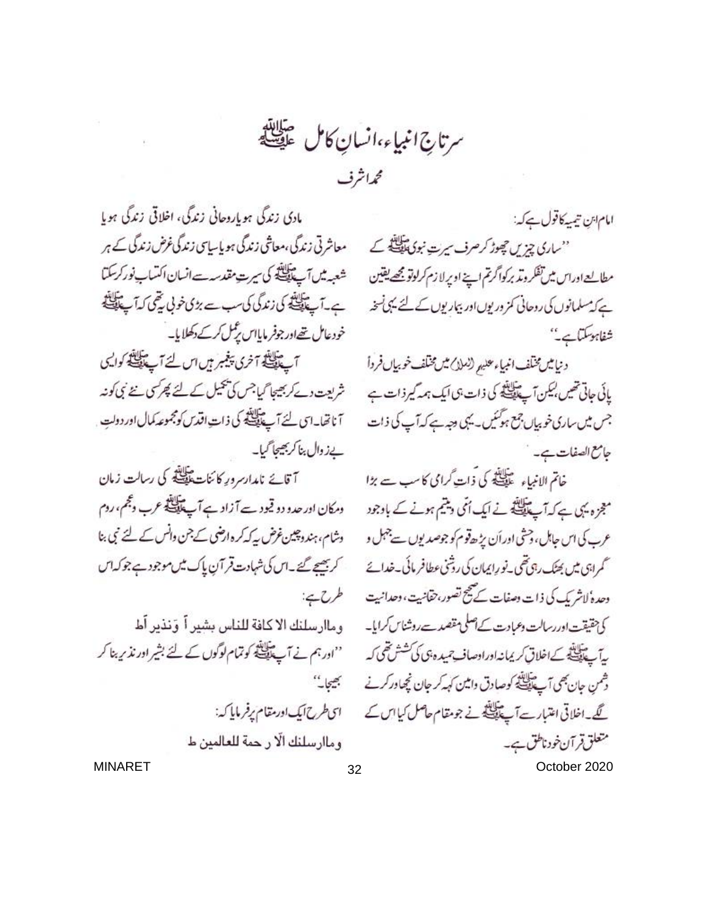# سرتاجِ انبیاء، انسانِ کامل ﷺ

محمد اشرف

امام ابنِ تیمیہ کا قول ہے کہ:

''ساری چیزیں چھوڑ کر صرف سیرتِ نبوی ﷺ کے مطالعے اور اس میں تفکر و تدبر کو اگر تم اپنے اوپر لازم کر لو تو مجھے یقین ہے کہ مسلمانوں کی روحانی کمزوریوں اور بیماریوں کے لئے یہی نسخہ شفا ہو سکتا ہے۔''

دنیا میں مختلف انبیاء علیہم السلام میں مختلف خوبیاں فرداً پائی جاتی تھیں، لیکن آپ ﷺ کی ذات ہی ایک ہمہ گیر ذات ہے جس میں ساری خوبیاں جمع ہو گئیں۔ یہی وجہ ہے کہ آپ کی ذات جامع الصفات ہے۔

خاتم الانبیاء ﷺ کی ذاتِ گرامی کا سب سے بڑا معجزہ یہی ہے کہ آپ ﷺ نے ایک اُمّی و یتیم ہونے کے باوجود عرب کی اس جاہل، وحشی اور اَن پڑھ قوم کو جو صدیوں سے جہل و گمراہی میں بھٹک رہی تھی۔ نورِ ایمان کی روشنی عطا فرمائی۔ خدائے وحدہٗ لاشریک کی ذات و صفات کے صحیح تصور، حقانیت، وحدانیت کی حقیقت اور رسالت و عبادت کے اصلی مقصد سے روشناس کرایا۔ یہ آپ ﷺ کے اخلاقِ کریمانہ اور اوصافِ حمیدہ ہی کی کشش تھی کہ دشمنِ جان بھی آپ ﷺ کو صادق و امین کہہ کر جان نچھاور کرنے لگے۔ اخلاقی اعتبار سے آپ ﷺ نے جو مقام حاصل کیا اس کے متعلق قرآن خود ناطق ہے۔

مادی زندگی ہو یا روحانی زندگی، اخلاقی زندگی ہو یا معاشرتی زندگی، معاشی زندگی ہو یا سیاسی زندگی غرض زندگی کے ہر شعبہ میں آپ ﷺ کی سیرتِ مقدسہ سے انسان اکتسابِ نور کر سکتا ہے۔ آپ ﷺ کی زندگی کی سب سے بڑی خوبی یہ تھی کہ آپ ﷺ خود عامل تھے اور جو فرمایا اس پر عمل کر کے دکھلایا۔

آپ ﷺ آخری پیغمبر ہیں اس لئے آپ ﷺ کو ایسی شریعت دے کر بھیجا گیا جس کی تکمیل کے لئے پھر کسی نئے نبی کو نہ آنا تھا۔ اسی لئے آپ ﷺ کی ذاتِ اقدس کو مجموعہ کمال اور دولتِ بے زوال بنا کر بھیجا گیا۔

آقائے نامدار سرورِ کائنات ﷺ کی رسالت زمان و مکان اور حدود و قیود سے آزاد ہے آپ ﷺ عرب و عجم، روم و شام، ہند و چین غرض یہ کہ کرہ ارضی کے جن و انس کے لئے نبی بنا کر بھیجے گئے۔ اس کی شہادت قرآنِ پاک میں موجود ہے جو کہ اس طرح ہے:

وماارسلنك الا كافة للناس بشيراً وَنذيراً ط

''اور ہم نے آپ ﷺ کو تمام لوگوں کے لئے بشیر اور نذیر بنا کر بھیجا۔''

اسی طرح ایک اور مقام پر فرمایا کہ:

وماارسلنك الّا رحمة للعالمين ط